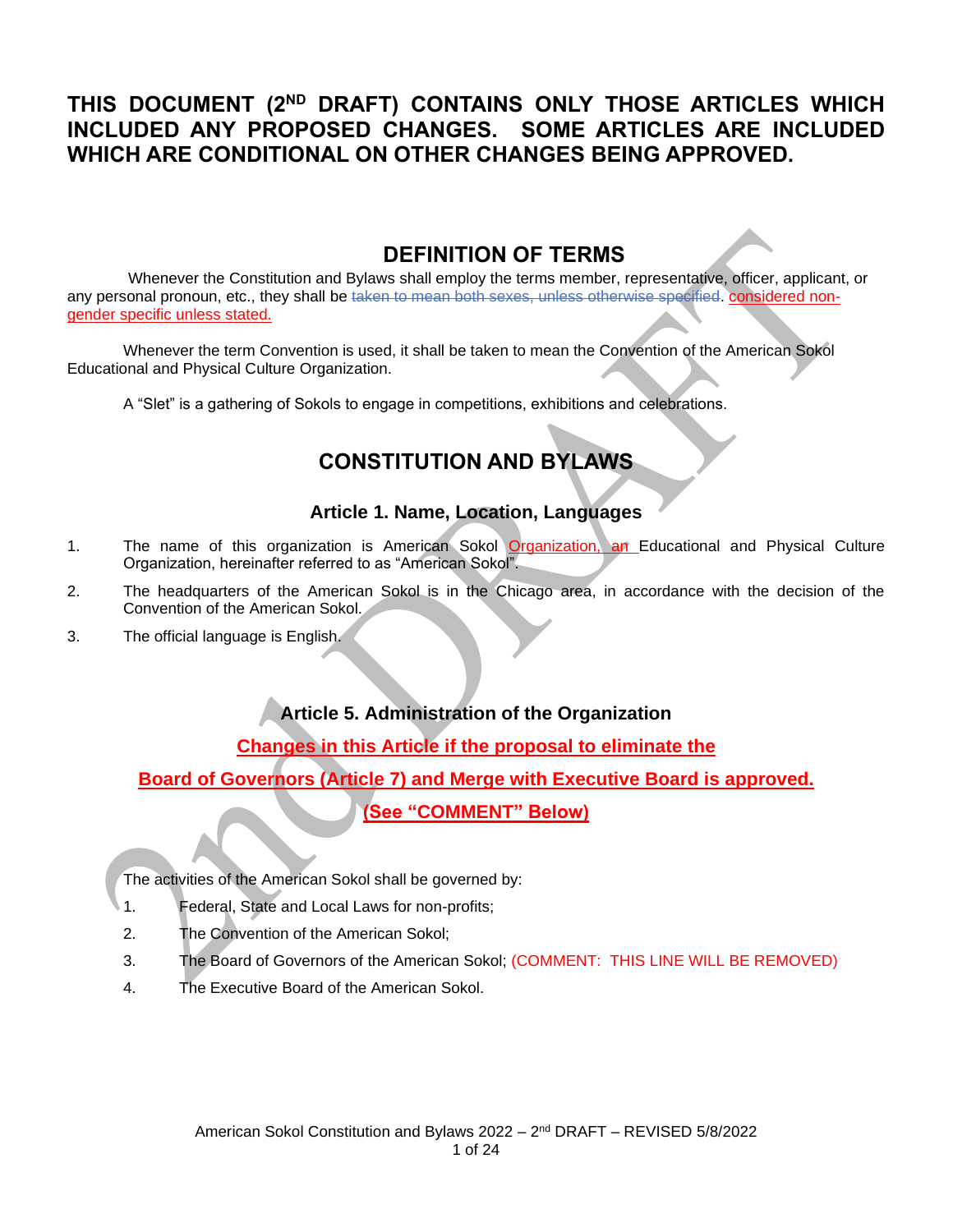**THIS DOCUMENT (2ND DRAFT) CONTAINS ONLY THOSE ARTICLES WHICH INCLUDED ANY PROPOSED CHANGES. SOME ARTICLES ARE INCLUDED WHICH ARE CONDITIONAL ON OTHER CHANGES BEING APPROVED.**

## DEFINITION OF TERMS

Whenever the Constitution and Bylaws shall employ the terms member, representative, officer, applicant, or any personal pronoun, etc., they shall be ~~taken to mean both sexes, unless otherwise specified~~. considered non-gender specific unless stated.

Whenever the term Convention is used, it shall be taken to mean the Convention of the American Sokol Educational and Physical Culture Organization.

A "Slet" is a gathering of Sokols to engage in competitions, exhibitions and celebrations.

## CONSTITUTION AND BYLAWS

### Article 1. Name, Location, Languages

1. The name of this organization is American Sokol Organization, ~~an~~ Educational and Physical Culture Organization, hereinafter referred to as "American Sokol".
2. The headquarters of the American Sokol is in the Chicago area, in accordance with the decision of the Convention of the American Sokol.
3. The official language is English.

### Article 5. Administration of the Organization

**Changes in this Article if the proposal to eliminate the Board of Governors (Article 7) and Merge with Executive Board is approved. (See "COMMENT" Below)**

The activities of the American Sokol shall be governed by:

1. Federal, State and Local Laws for non-profits;
2. The Convention of the American Sokol;
3. The Board of Governors of the American Sokol; (COMMENT: THIS LINE WILL BE REMOVED)
4. The Executive Board of the American Sokol.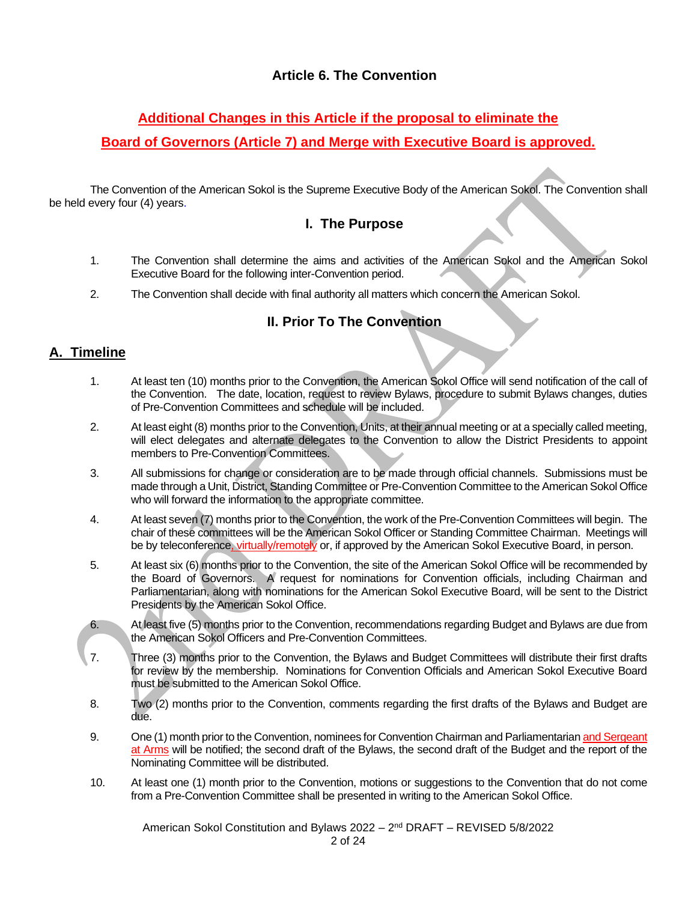# Article 6. The Convention

**Additional Changes in this Article if the proposal to eliminate the Board of Governors (Article 7) and Merge with Executive Board is approved.**

The Convention of the American Sokol is the Supreme Executive Body of the American Sokol. The Convention shall be held every four (4) years.

## I. The Purpose

1. The Convention shall determine the aims and activities of the American Sokol and the American Sokol Executive Board for the following inter-Convention period.
2. The Convention shall decide with final authority all matters which concern the American Sokol.

## II. Prior To The Convention

### A. Timeline

1. At least ten (10) months prior to the Convention, the American Sokol Office will send notification of the call of the Convention. The date, location, request to review Bylaws, procedure to submit Bylaws changes, duties of Pre-Convention Committees and schedule will be included.
2. At least eight (8) months prior to the Convention, Units, at their annual meeting or at a specially called meeting, will elect delegates and alternate delegates to the Convention to allow the District Presidents to appoint members to Pre-Convention Committees.
3. All submissions for change or consideration are to be made through official channels. Submissions must be made through a Unit, District, Standing Committee or Pre-Convention Committee to the American Sokol Office who will forward the information to the appropriate committee.
4. At least seven (7) months prior to the Convention, the work of the Pre-Convention Committees will begin. The chair of these committees will be the American Sokol Officer or Standing Committee Chairman. Meetings will be by teleconference, virtually/remotely or, if approved by the American Sokol Executive Board, in person.
5. At least six (6) months prior to the Convention, the site of the American Sokol Office will be recommended by the Board of Governors. A request for nominations for Convention officials, including Chairman and Parliamentarian, along with nominations for the American Sokol Executive Board, will be sent to the District Presidents by the American Sokol Office.
6. At least five (5) months prior to the Convention, recommendations regarding Budget and Bylaws are due from the American Sokol Officers and Pre-Convention Committees.
7. Three (3) months prior to the Convention, the Bylaws and Budget Committees will distribute their first drafts for review by the membership. Nominations for Convention Officials and American Sokol Executive Board must be submitted to the American Sokol Office.
8. Two (2) months prior to the Convention, comments regarding the first drafts of the Bylaws and Budget are due.
9. One (1) month prior to the Convention, nominees for Convention Chairman and Parliamentarian and Sergeant at Arms will be notified; the second draft of the Bylaws, the second draft of the Budget and the report of the Nominating Committee will be distributed.
10. At least one (1) month prior to the Convention, motions or suggestions to the Convention that do not come from a Pre-Convention Committee shall be presented in writing to the American Sokol Office.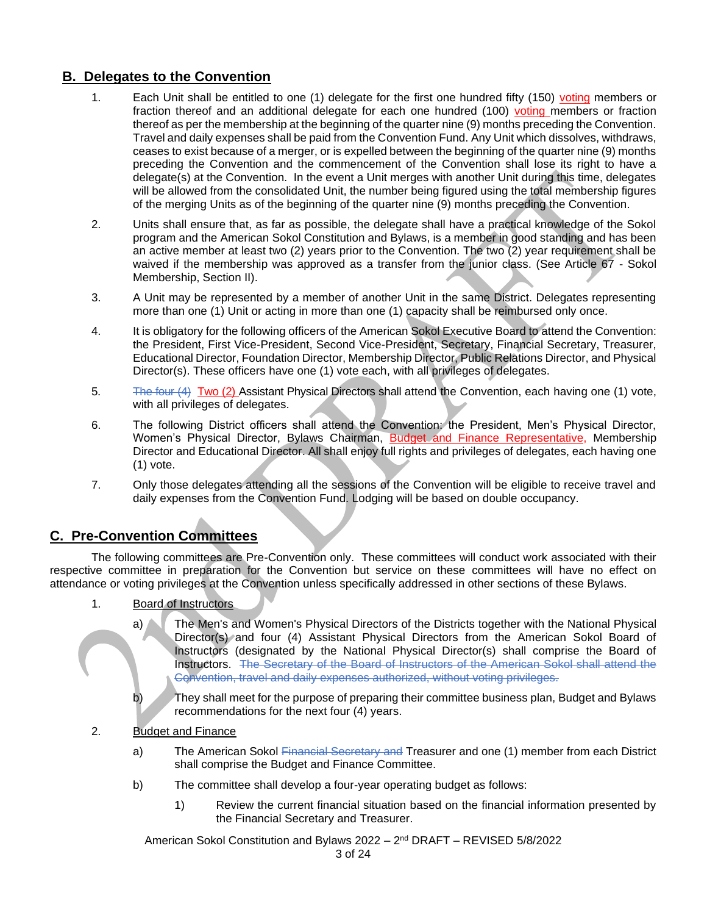## B. Delegates to the Convention

1. Each Unit shall be entitled to one (1) delegate for the first one hundred fifty (150) voting members or fraction thereof and an additional delegate for each one hundred (100) voting members or fraction thereof as per the membership at the beginning of the quarter nine (9) months preceding the Convention. Travel and daily expenses shall be paid from the Convention Fund. Any Unit which dissolves, withdraws, ceases to exist because of a merger, or is expelled between the beginning of the quarter nine (9) months preceding the Convention and the commencement of the Convention shall lose its right to have a delegate(s) at the Convention. In the event a Unit merges with another Unit during this time, delegates will be allowed from the consolidated Unit, the number being figured using the total membership figures of the merging Units as of the beginning of the quarter nine (9) months preceding the Convention.

2. Units shall ensure that, as far as possible, the delegate shall have a practical knowledge of the Sokol program and the American Sokol Constitution and Bylaws, is a member in good standing and has been an active member at least two (2) years prior to the Convention. The two (2) year requirement shall be waived if the membership was approved as a transfer from the junior class. (See Article 67 - Sokol Membership, Section II).

3. A Unit may be represented by a member of another Unit in the same District. Delegates representing more than one (1) Unit or acting in more than one (1) capacity shall be reimbursed only once.

4. It is obligatory for the following officers of the American Sokol Executive Board to attend the Convention: the President, First Vice-President, Second Vice-President, Secretary, Financial Secretary, Treasurer, Educational Director, Foundation Director, Membership Director, Public Relations Director, and Physical Director(s). These officers have one (1) vote each, with all privileges of delegates.

5. ~~The four (4)~~ Two (2) Assistant Physical Directors shall attend the Convention, each having one (1) vote, with all privileges of delegates.

6. The following District officers shall attend the Convention: the President, Men's Physical Director, Women's Physical Director, Bylaws Chairman, Budget and Finance Representative, Membership Director and Educational Director. All shall enjoy full rights and privileges of delegates, each having one (1) vote.

7. Only those delegates attending all the sessions of the Convention will be eligible to receive travel and daily expenses from the Convention Fund. Lodging will be based on double occupancy.

## C. Pre-Convention Committees

The following committees are Pre-Convention only. These committees will conduct work associated with their respective committee in preparation for the Convention but service on these committees will have no effect on attendance or voting privileges at the Convention unless specifically addressed in other sections of these Bylaws.

1. Board of Instructors
   a) The Men's and Women's Physical Directors of the Districts together with the National Physical Director(s) and four (4) Assistant Physical Directors from the American Sokol Board of Instructors (designated by the National Physical Director(s) shall comprise the Board of Instructors. ~~The Secretary of the Board of Instructors of the American Sokol shall attend the Convention, travel and daily expenses authorized, without voting privileges.~~
   b) They shall meet for the purpose of preparing their committee business plan, Budget and Bylaws recommendations for the next four (4) years.

2. Budget and Finance
   a) The American Sokol ~~Financial Secretary and~~ Treasurer and one (1) member from each District shall comprise the Budget and Finance Committee.
   b) The committee shall develop a four-year operating budget as follows:
      1) Review the current financial situation based on the financial information presented by the Financial Secretary and Treasurer.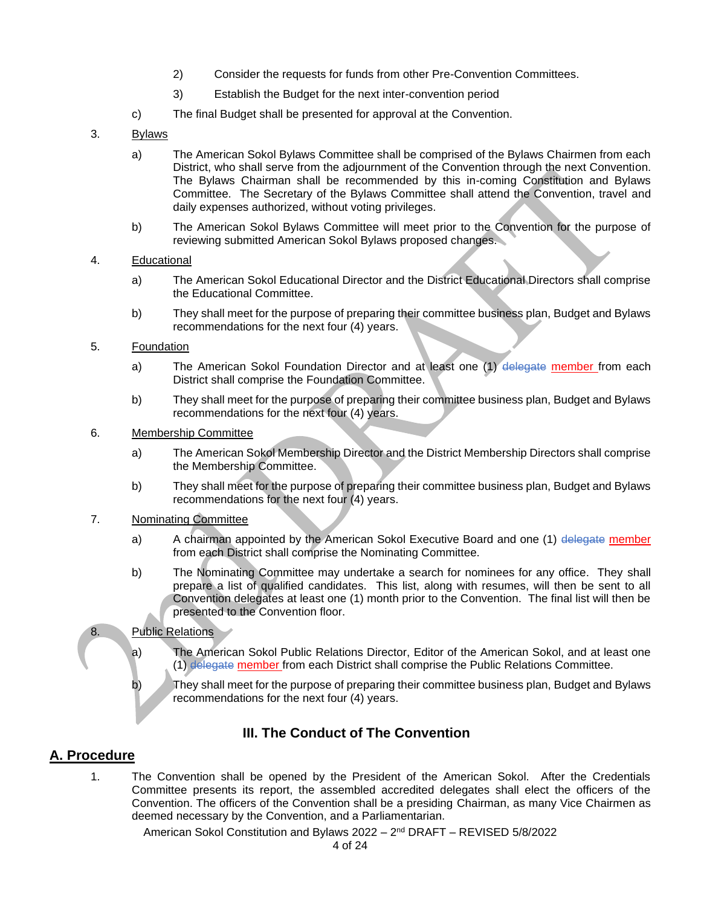2) Consider the requests for funds from other Pre-Convention Committees.

3) Establish the Budget for the next inter-convention period

c) The final Budget shall be presented for approval at the Convention.

3. Bylaws

a) The American Sokol Bylaws Committee shall be comprised of the Bylaws Chairmen from each District, who shall serve from the adjournment of the Convention through the next Convention. The Bylaws Chairman shall be recommended by this in-coming Constitution and Bylaws Committee. The Secretary of the Bylaws Committee shall attend the Convention, travel and daily expenses authorized, without voting privileges.

b) The American Sokol Bylaws Committee will meet prior to the Convention for the purpose of reviewing submitted American Sokol Bylaws proposed changes.

4. Educational

a) The American Sokol Educational Director and the District Educational Directors shall comprise the Educational Committee.

b) They shall meet for the purpose of preparing their committee business plan, Budget and Bylaws recommendations for the next four (4) years.

5. Foundation

a) The American Sokol Foundation Director and at least one (1) ~~delegate~~ member from each District shall comprise the Foundation Committee.

b) They shall meet for the purpose of preparing their committee business plan, Budget and Bylaws recommendations for the next four (4) years.

6. Membership Committee

a) The American Sokol Membership Director and the District Membership Directors shall comprise the Membership Committee.

b) They shall meet for the purpose of preparing their committee business plan, Budget and Bylaws recommendations for the next four (4) years.

7. Nominating Committee

a) A chairman appointed by the American Sokol Executive Board and one (1) ~~delegate~~ member from each District shall comprise the Nominating Committee.

b) The Nominating Committee may undertake a search for nominees for any office. They shall prepare a list of qualified candidates. This list, along with resumes, will then be sent to all Convention delegates at least one (1) month prior to the Convention. The final list will then be presented to the Convention floor.

8. Public Relations

a) The American Sokol Public Relations Director, Editor of the American Sokol, and at least one (1) ~~delegate~~ member from each District shall comprise the Public Relations Committee.

b) They shall meet for the purpose of preparing their committee business plan, Budget and Bylaws recommendations for the next four (4) years.

## III. The Conduct of The Convention

## A. Procedure

1. The Convention shall be opened by the President of the American Sokol. After the Credentials Committee presents its report, the assembled accredited delegates shall elect the officers of the Convention. The officers of the Convention shall be a presiding Chairman, as many Vice Chairmen as deemed necessary by the Convention, and a Parliamentarian.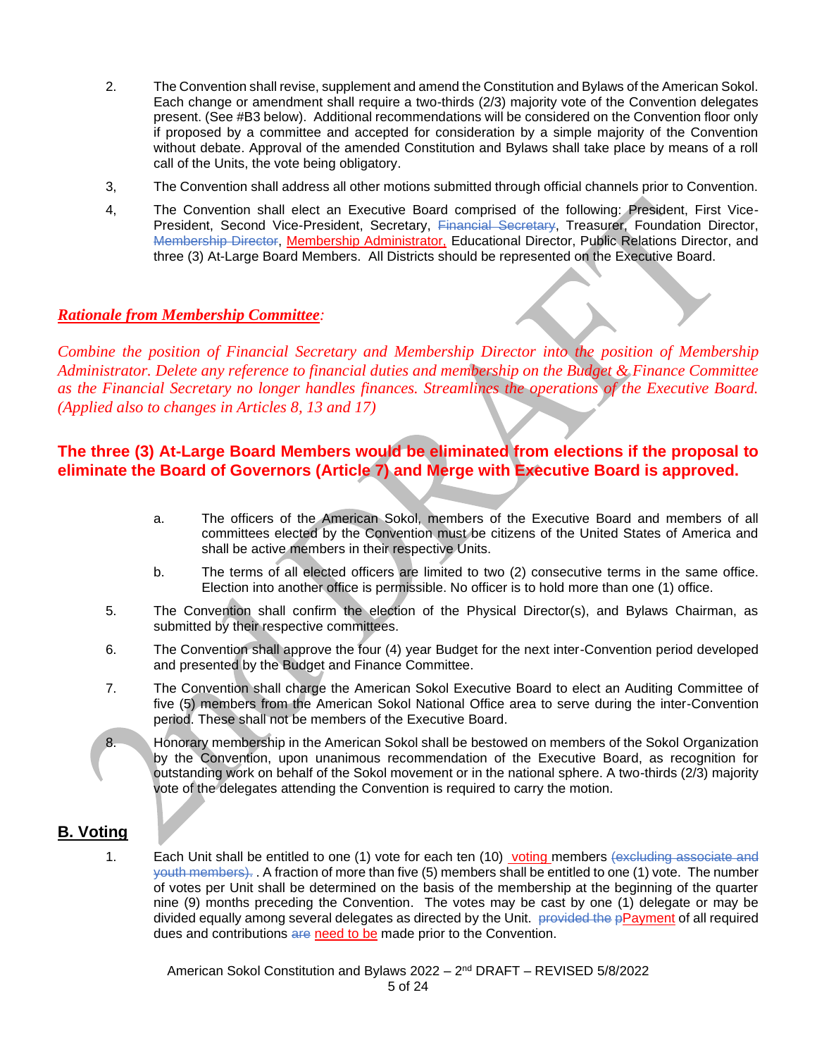2. The Convention shall revise, supplement and amend the Constitution and Bylaws of the American Sokol. Each change or amendment shall require a two-thirds (2/3) majority vote of the Convention delegates present. (See #B3 below). Additional recommendations will be considered on the Convention floor only if proposed by a committee and accepted for consideration by a simple majority of the Convention without debate. Approval of the amended Constitution and Bylaws shall take place by means of a roll call of the Units, the vote being obligatory.

3, The Convention shall address all other motions submitted through official channels prior to Convention.

4, The Convention shall elect an Executive Board comprised of the following: President, First Vice-President, Second Vice-President, Secretary, ~~Financial Secretary~~, Treasurer, Foundation Director, ~~Membership Director~~, Membership Administrator, Educational Director, Public Relations Director, and three (3) At-Large Board Members. All Districts should be represented on the Executive Board.

***Rationale from Membership Committee***:

*Combine the position of Financial Secretary and Membership Director into the position of Membership Administrator. Delete any reference to financial duties and membership on the Budget & Finance Committee as the Financial Secretary no longer handles finances. Streamlines the operations of the Executive Board. (Applied also to changes in Articles 8, 13 and 17)*

**The three (3) At-Large Board Members would be eliminated from elections if the proposal to eliminate the Board of Governors (Article 7) and Merge with Executive Board is approved.**

a. The officers of the American Sokol, members of the Executive Board and members of all committees elected by the Convention must be citizens of the United States of America and shall be active members in their respective Units.

b. The terms of all elected officers are limited to two (2) consecutive terms in the same office. Election into another office is permissible. No officer is to hold more than one (1) office.

5. The Convention shall confirm the election of the Physical Director(s), and Bylaws Chairman, as submitted by their respective committees.

6. The Convention shall approve the four (4) year Budget for the next inter-Convention period developed and presented by the Budget and Finance Committee.

7. The Convention shall charge the American Sokol Executive Board to elect an Auditing Committee of five (5) members from the American Sokol National Office area to serve during the inter-Convention period. These shall not be members of the Executive Board.

8. Honorary membership in the American Sokol shall be bestowed on members of the Sokol Organization by the Convention, upon unanimous recommendation of the Executive Board, as recognition for outstanding work on behalf of the Sokol movement or in the national sphere. A two-thirds (2/3) majority vote of the delegates attending the Convention is required to carry the motion.

## B. Voting

1. Each Unit shall be entitled to one (1) vote for each ten (10) voting members ~~(excluding associate and youth members).~~ . A fraction of more than five (5) members shall be entitled to one (1) vote. The number of votes per Unit shall be determined on the basis of the membership at the beginning of the quarter nine (9) months preceding the Convention. The votes may be cast by one (1) delegate or may be divided equally among several delegates as directed by the Unit. ~~provided the p~~Payment of all required dues and contributions ~~are~~ need to be made prior to the Convention.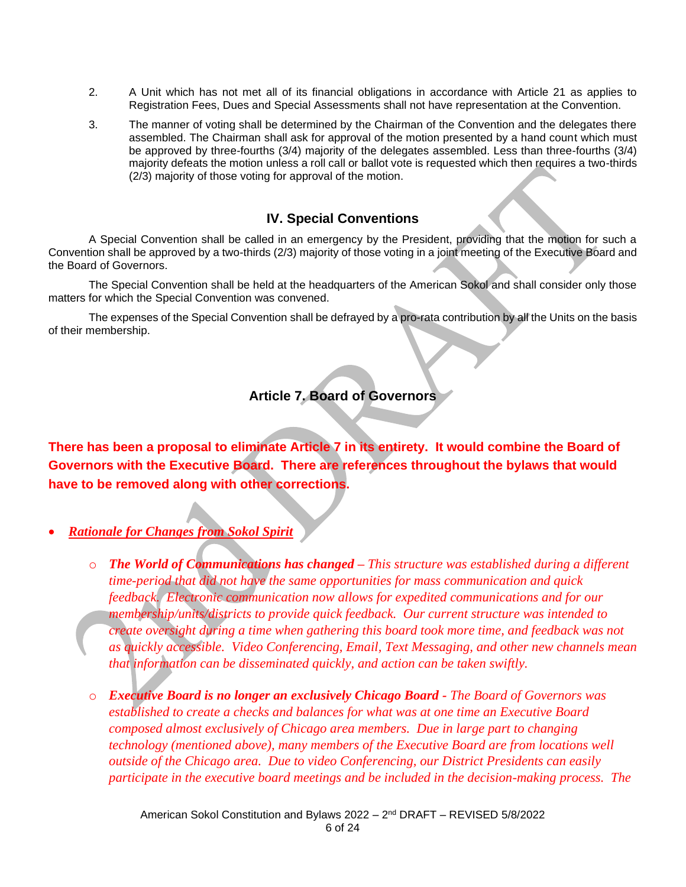2. A Unit which has not met all of its financial obligations in accordance with Article 21 as applies to Registration Fees, Dues and Special Assessments shall not have representation at the Convention.

3. The manner of voting shall be determined by the Chairman of the Convention and the delegates there assembled. The Chairman shall ask for approval of the motion presented by a hand count which must be approved by three-fourths (3/4) majority of the delegates assembled. Less than three-fourths (3/4) majority defeats the motion unless a roll call or ballot vote is requested which then requires a two-thirds (2/3) majority of those voting for approval of the motion.

### IV. Special Conventions

A Special Convention shall be called in an emergency by the President, providing that the motion for such a Convention shall be approved by a two-thirds (2/3) majority of those voting in a joint meeting of the Executive Board and the Board of Governors.

The Special Convention shall be held at the headquarters of the American Sokol and shall consider only those matters for which the Special Convention was convened.

The expenses of the Special Convention shall be defrayed by a pro-rata contribution by all the Units on the basis of their membership.

## Article 7. Board of Governors

**There has been a proposal to eliminate Article 7 in its entirety. It would combine the Board of Governors with the Executive Board. There are references throughout the bylaws that would have to be removed along with other corrections.**

- ***Rationale for Changes from Sokol Spirit***
  - ***The World of Communications has changed*** *– This structure was established during a different time-period that did not have the same opportunities for mass communication and quick feedback. Electronic communication now allows for expedited communications and for our membership/units/districts to provide quick feedback. Our current structure was intended to create oversight during a time when gathering this board took more time, and feedback was not as quickly accessible. Video Conferencing, Email, Text Messaging, and other new channels mean that information can be disseminated quickly, and action can be taken swiftly.*
  - ***Executive Board is no longer an exclusively Chicago Board*** *- The Board of Governors was established to create a checks and balances for what was at one time an Executive Board composed almost exclusively of Chicago area members. Due in large part to changing technology (mentioned above), many members of the Executive Board are from locations well outside of the Chicago area. Due to video Conferencing, our District Presidents can easily participate in the executive board meetings and be included in the decision-making process. The*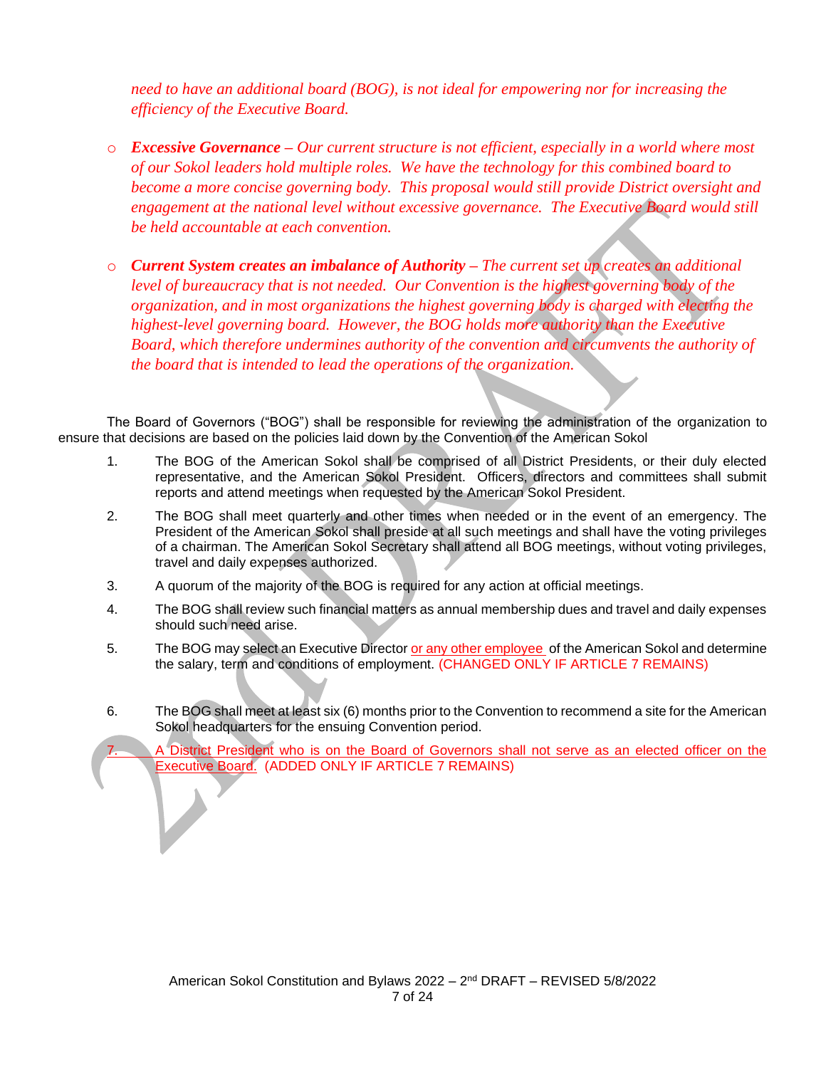*need to have an additional board (BOG), is not ideal for empowering nor for increasing the efficiency of the Executive Board.*

- ***Excessive Governance*** *– Our current structure is not efficient, especially in a world where most of our Sokol leaders hold multiple roles. We have the technology for this combined board to become a more concise governing body. This proposal would still provide District oversight and engagement at the national level without excessive governance. The Executive Board would still be held accountable at each convention.*

- ***Current System creates an imbalance of Authority*** *– The current set up creates an additional level of bureaucracy that is not needed. Our Convention is the highest governing body of the organization, and in most organizations the highest governing body is charged with electing the highest-level governing board. However, the BOG holds more authority than the Executive Board, which therefore undermines authority of the convention and circumvents the authority of the board that is intended to lead the operations of the organization.*

The Board of Governors ("BOG") shall be responsible for reviewing the administration of the organization to ensure that decisions are based on the policies laid down by the Convention of the American Sokol

1. The BOG of the American Sokol shall be comprised of all District Presidents, or their duly elected representative, and the American Sokol President. Officers, directors and committees shall submit reports and attend meetings when requested by the American Sokol President.

2. The BOG shall meet quarterly and other times when needed or in the event of an emergency. The President of the American Sokol shall preside at all such meetings and shall have the voting privileges of a chairman. The American Sokol Secretary shall attend all BOG meetings, without voting privileges, travel and daily expenses authorized.

3. A quorum of the majority of the BOG is required for any action at official meetings.

4. The BOG shall review such financial matters as annual membership dues and travel and daily expenses should such need arise.

5. The BOG may select an Executive Director or any other employee of the American Sokol and determine the salary, term and conditions of employment. (CHANGED ONLY IF ARTICLE 7 REMAINS)

6. The BOG shall meet at least six (6) months prior to the Convention to recommend a site for the American Sokol headquarters for the ensuing Convention period.

7. A District President who is on the Board of Governors shall not serve as an elected officer on the Executive Board. (ADDED ONLY IF ARTICLE 7 REMAINS)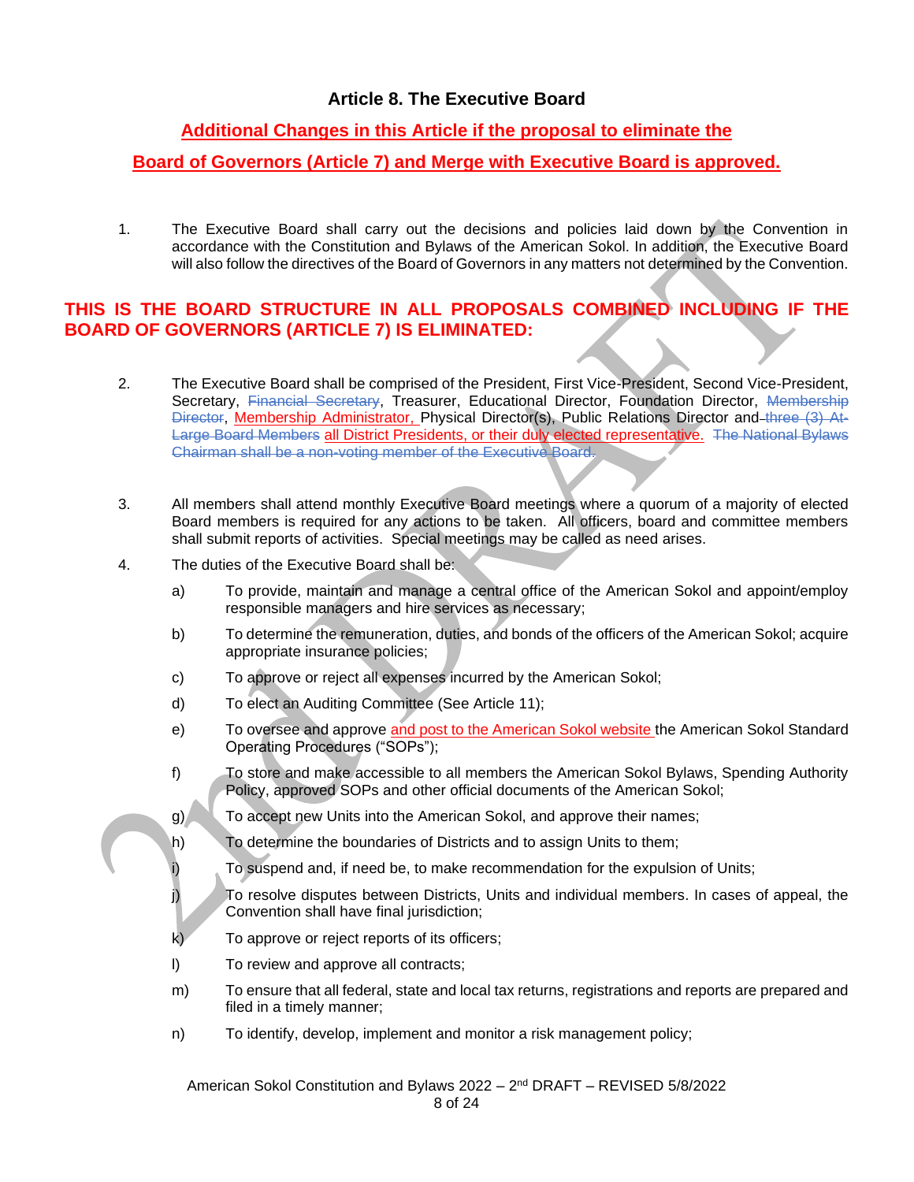## Article 8. The Executive Board

**Additional Changes in this Article if the proposal to eliminate the**

**Board of Governors (Article 7) and Merge with Executive Board is approved.**

1. The Executive Board shall carry out the decisions and policies laid down by the Convention in accordance with the Constitution and Bylaws of the American Sokol. In addition, the Executive Board will also follow the directives of the Board of Governors in any matters not determined by the Convention.

**THIS IS THE BOARD STRUCTURE IN ALL PROPOSALS COMBINED INCLUDING IF THE BOARD OF GOVERNORS (ARTICLE 7) IS ELIMINATED:**

2. The Executive Board shall be comprised of the President, First Vice-President, Second Vice-President, Secretary, ~~Financial Secretary~~, Treasurer, Educational Director, Foundation Director, ~~Membership Director~~, Membership Administrator, Physical Director(s), Public Relations Director and ~~three (3) At-Large Board Members~~ all District Presidents, or their duly elected representative. ~~The National Bylaws Chairman shall be a non-voting member of the Executive Board.~~

3. All members shall attend monthly Executive Board meetings where a quorum of a majority of elected Board members is required for any actions to be taken. All officers, board and committee members shall submit reports of activities. Special meetings may be called as need arises.

4. The duties of the Executive Board shall be:

   a) To provide, maintain and manage a central office of the American Sokol and appoint/employ responsible managers and hire services as necessary;

   b) To determine the remuneration, duties, and bonds of the officers of the American Sokol; acquire appropriate insurance policies;

   c) To approve or reject all expenses incurred by the American Sokol;

   d) To elect an Auditing Committee (See Article 11);

   e) To oversee and approve and post to the American Sokol website the American Sokol Standard Operating Procedures ("SOPs");

   f) To store and make accessible to all members the American Sokol Bylaws, Spending Authority Policy, approved SOPs and other official documents of the American Sokol;

   g) To accept new Units into the American Sokol, and approve their names;

   h) To determine the boundaries of Districts and to assign Units to them;

   i) To suspend and, if need be, to make recommendation for the expulsion of Units;

   j) To resolve disputes between Districts, Units and individual members. In cases of appeal, the Convention shall have final jurisdiction;

   k) To approve or reject reports of its officers;

   l) To review and approve all contracts;

   m) To ensure that all federal, state and local tax returns, registrations and reports are prepared and filed in a timely manner;

   n) To identify, develop, implement and monitor a risk management policy;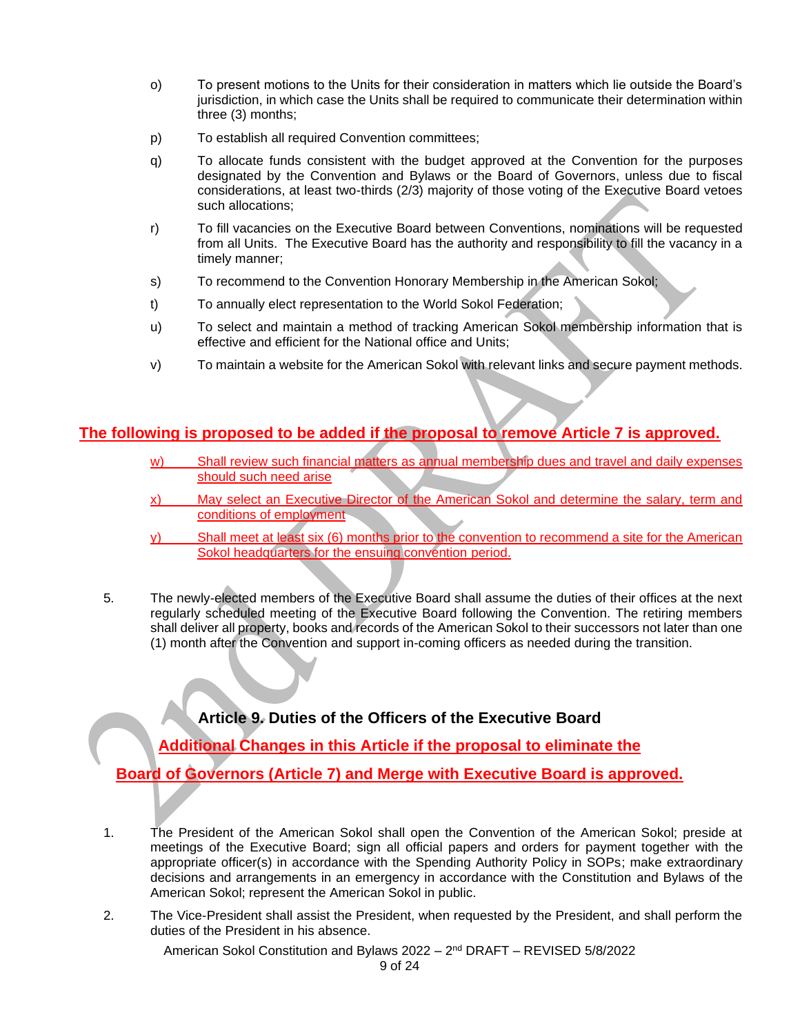o) To present motions to the Units for their consideration in matters which lie outside the Board's jurisdiction, in which case the Units shall be required to communicate their determination within three (3) months;

p) To establish all required Convention committees;

q) To allocate funds consistent with the budget approved at the Convention for the purposes designated by the Convention and Bylaws or the Board of Governors, unless due to fiscal considerations, at least two-thirds (2/3) majority of those voting of the Executive Board vetoes such allocations;

r) To fill vacancies on the Executive Board between Conventions, nominations will be requested from all Units. The Executive Board has the authority and responsibility to fill the vacancy in a timely manner;

s) To recommend to the Convention Honorary Membership in the American Sokol;

t) To annually elect representation to the World Sokol Federation;

u) To select and maintain a method of tracking American Sokol membership information that is effective and efficient for the National office and Units;

v) To maintain a website for the American Sokol with relevant links and secure payment methods.

**The following is proposed to be added if the proposal to remove Article 7 is approved.**

w) Shall review such financial matters as annual membership dues and travel and daily expenses should such need arise

x) May select an Executive Director of the American Sokol and determine the salary, term and conditions of employment

y) Shall meet at least six (6) months prior to the convention to recommend a site for the American Sokol headquarters for the ensuing convention period.

5. The newly-elected members of the Executive Board shall assume the duties of their offices at the next regularly scheduled meeting of the Executive Board following the Convention. The retiring members shall deliver all property, books and records of the American Sokol to their successors not later than one (1) month after the Convention and support in-coming officers as needed during the transition.

## Article 9. Duties of the Officers of the Executive Board

**Additional Changes in this Article if the proposal to eliminate the Board of Governors (Article 7) and Merge with Executive Board is approved.**

1. The President of the American Sokol shall open the Convention of the American Sokol; preside at meetings of the Executive Board; sign all official papers and orders for payment together with the appropriate officer(s) in accordance with the Spending Authority Policy in SOPs; make extraordinary decisions and arrangements in an emergency in accordance with the Constitution and Bylaws of the American Sokol; represent the American Sokol in public.

2. The Vice-President shall assist the President, when requested by the President, and shall perform the duties of the President in his absence.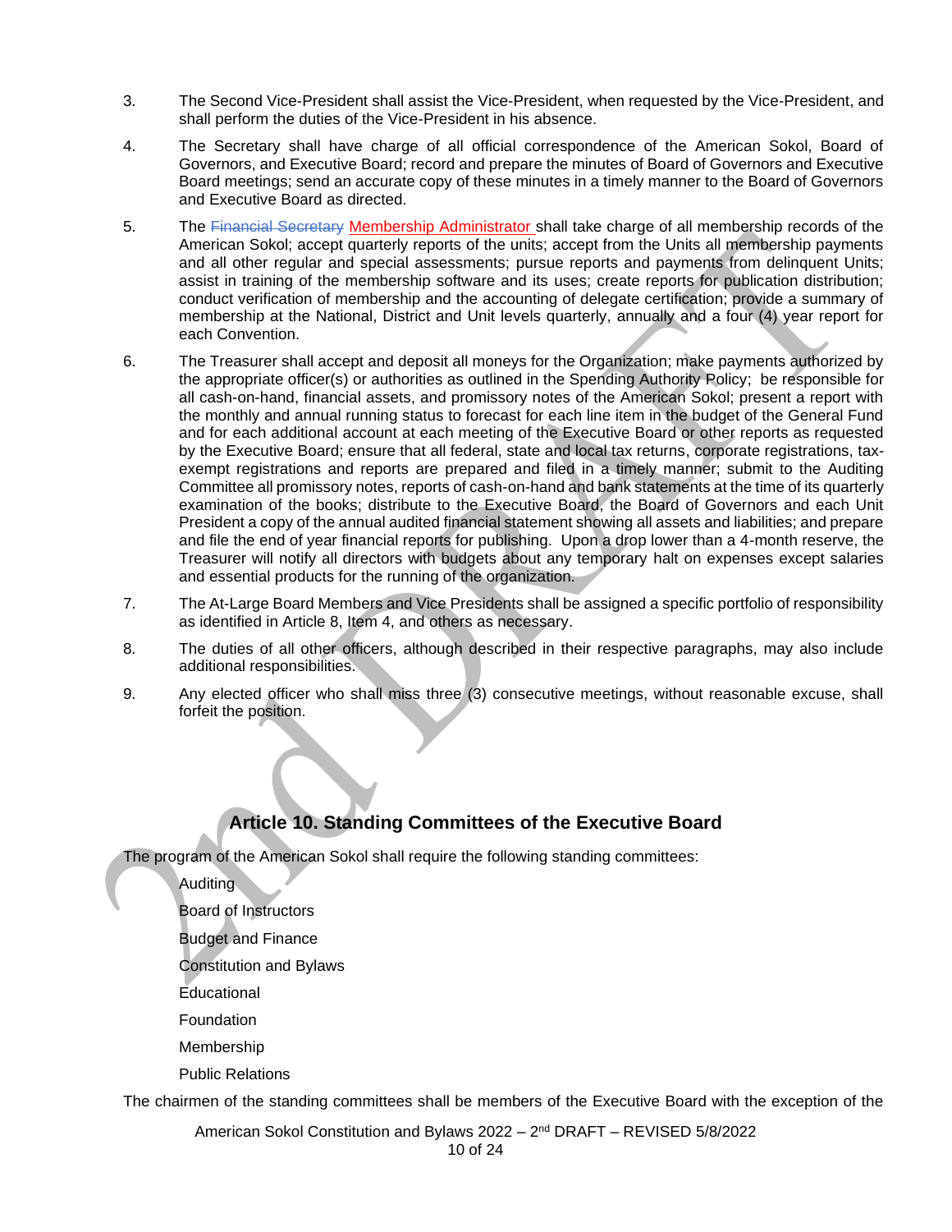3. The Second Vice-President shall assist the Vice-President, when requested by the Vice-President, and shall perform the duties of the Vice-President in his absence.

4. The Secretary shall have charge of all official correspondence of the American Sokol, Board of Governors, and Executive Board; record and prepare the minutes of Board of Governors and Executive Board meetings; send an accurate copy of these minutes in a timely manner to the Board of Governors and Executive Board as directed.

5. The ~~Financial Secretary~~ Membership Administrator shall take charge of all membership records of the American Sokol; accept quarterly reports of the units; accept from the Units all membership payments and all other regular and special assessments; pursue reports and payments from delinquent Units; assist in training of the membership software and its uses; create reports for publication distribution; conduct verification of membership and the accounting of delegate certification; provide a summary of membership at the National, District and Unit levels quarterly, annually and a four (4) year report for each Convention.

6. The Treasurer shall accept and deposit all moneys for the Organization; make payments authorized by the appropriate officer(s) or authorities as outlined in the Spending Authority Policy; be responsible for all cash-on-hand, financial assets, and promissory notes of the American Sokol; present a report with the monthly and annual running status to forecast for each line item in the budget of the General Fund and for each additional account at each meeting of the Executive Board or other reports as requested by the Executive Board; ensure that all federal, state and local tax returns, corporate registrations, tax-exempt registrations and reports are prepared and filed in a timely manner; submit to the Auditing Committee all promissory notes, reports of cash-on-hand and bank statements at the time of its quarterly examination of the books; distribute to the Executive Board, the Board of Governors and each Unit President a copy of the annual audited financial statement showing all assets and liabilities; and prepare and file the end of year financial reports for publishing. Upon a drop lower than a 4-month reserve, the Treasurer will notify all directors with budgets about any temporary halt on expenses except salaries and essential products for the running of the organization.

7. The At-Large Board Members and Vice Presidents shall be assigned a specific portfolio of responsibility as identified in Article 8, Item 4, and others as necessary.

8. The duties of all other officers, although described in their respective paragraphs, may also include additional responsibilities.

9. Any elected officer who shall miss three (3) consecutive meetings, without reasonable excuse, shall forfeit the position.

## Article 10. Standing Committees of the Executive Board

The program of the American Sokol shall require the following standing committees:

- Auditing
- Board of Instructors
- Budget and Finance
- Constitution and Bylaws
- Educational
- Foundation
- Membership
- Public Relations

The chairmen of the standing committees shall be members of the Executive Board with the exception of the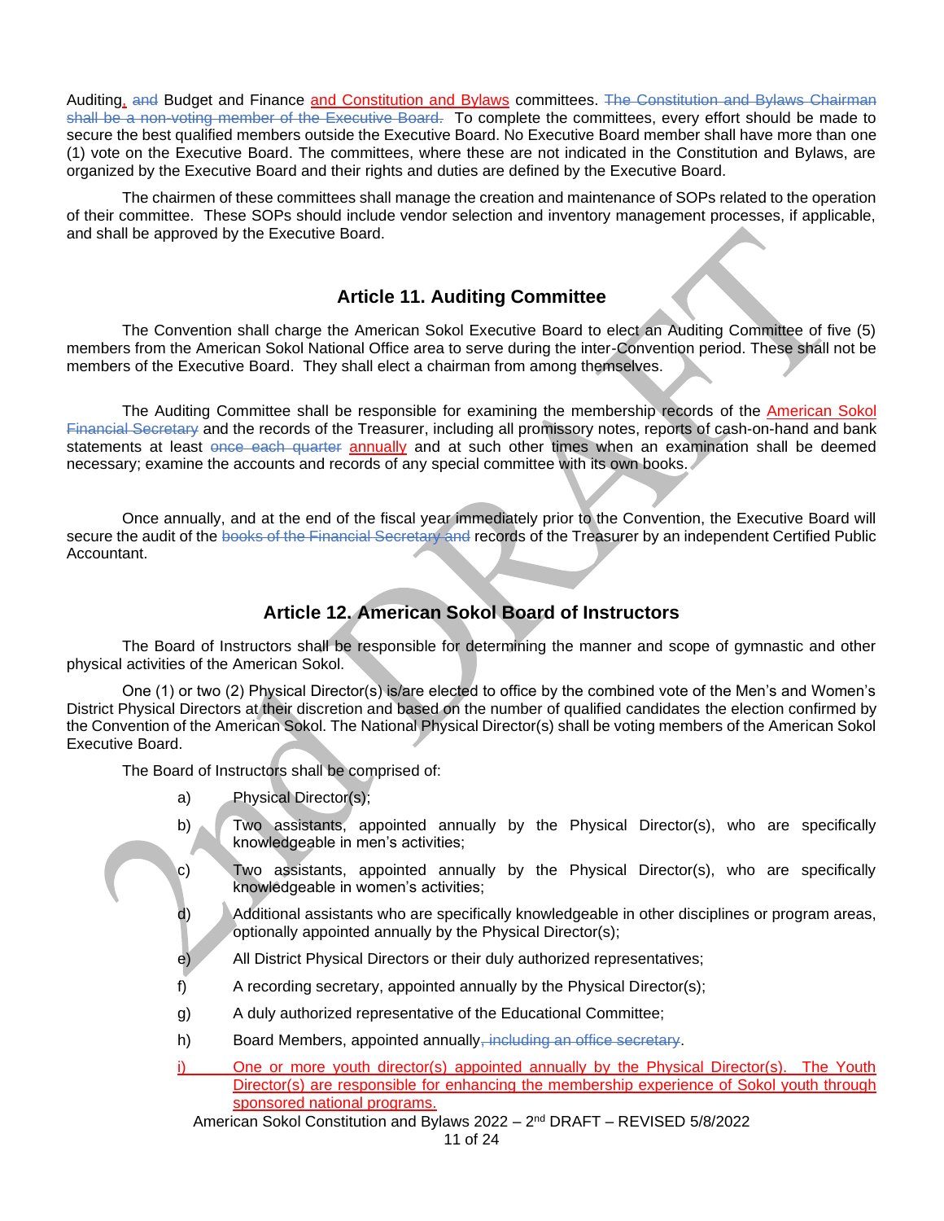Auditing, ~~and~~ Budget and Finance and Constitution and Bylaws committees. ~~The Constitution and Bylaws Chairman shall be a non-voting member of the Executive Board.~~ To complete the committees, every effort should be made to secure the best qualified members outside the Executive Board. No Executive Board member shall have more than one (1) vote on the Executive Board. The committees, where these are not indicated in the Constitution and Bylaws, are organized by the Executive Board and their rights and duties are defined by the Executive Board.

The chairmen of these committees shall manage the creation and maintenance of SOPs related to the operation of their committee. These SOPs should include vendor selection and inventory management processes, if applicable, and shall be approved by the Executive Board.

## Article 11. Auditing Committee

The Convention shall charge the American Sokol Executive Board to elect an Auditing Committee of five (5) members from the American Sokol National Office area to serve during the inter-Convention period. These shall not be members of the Executive Board. They shall elect a chairman from among themselves.

The Auditing Committee shall be responsible for examining the membership records of the American Sokol ~~Financial Secretary~~ and the records of the Treasurer, including all promissory notes, reports of cash-on-hand and bank statements at least ~~once each quarter~~ annually and at such other times when an examination shall be deemed necessary; examine the accounts and records of any special committee with its own books.

Once annually, and at the end of the fiscal year immediately prior to the Convention, the Executive Board will secure the audit of the ~~books of the Financial Secretary and~~ records of the Treasurer by an independent Certified Public Accountant.

## Article 12. American Sokol Board of Instructors

The Board of Instructors shall be responsible for determining the manner and scope of gymnastic and other physical activities of the American Sokol.

One (1) or two (2) Physical Director(s) is/are elected to office by the combined vote of the Men's and Women's District Physical Directors at their discretion and based on the number of qualified candidates the election confirmed by the Convention of the American Sokol. The National Physical Director(s) shall be voting members of the American Sokol Executive Board.

The Board of Instructors shall be comprised of:

a) Physical Director(s);

b) Two assistants, appointed annually by the Physical Director(s), who are specifically knowledgeable in men's activities;

c) Two assistants, appointed annually by the Physical Director(s), who are specifically knowledgeable in women's activities;

d) Additional assistants who are specifically knowledgeable in other disciplines or program areas, optionally appointed annually by the Physical Director(s);

e) All District Physical Directors or their duly authorized representatives;

f) A recording secretary, appointed annually by the Physical Director(s);

g) A duly authorized representative of the Educational Committee;

h) Board Members, appointed annually~~, including an office secretary~~.

i) One or more youth director(s) appointed annually by the Physical Director(s). The Youth Director(s) are responsible for enhancing the membership experience of Sokol youth through sponsored national programs.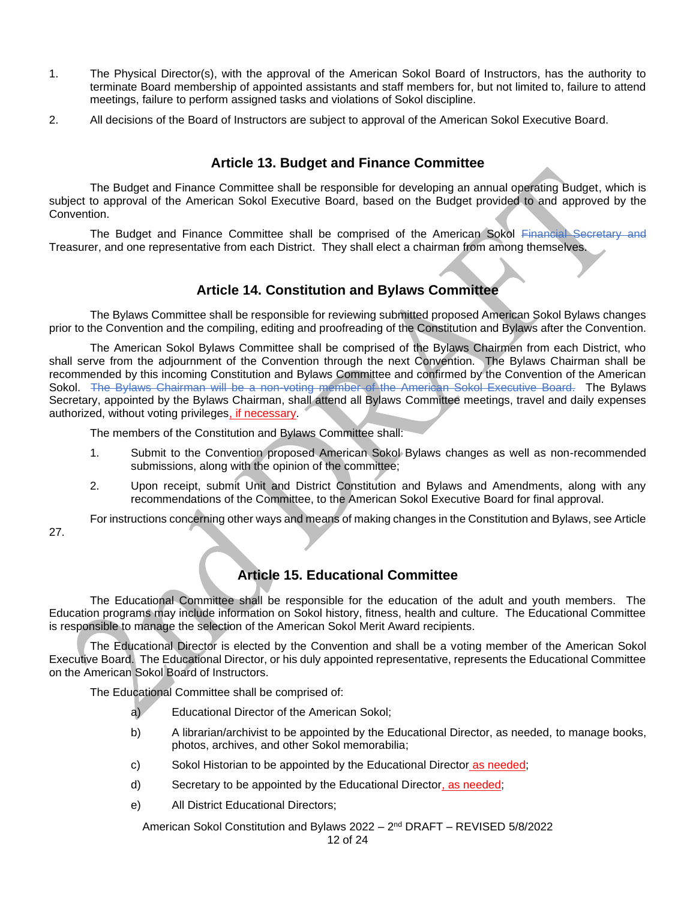1. The Physical Director(s), with the approval of the American Sokol Board of Instructors, has the authority to terminate Board membership of appointed assistants and staff members for, but not limited to, failure to attend meetings, failure to perform assigned tasks and violations of Sokol discipline.
2. All decisions of the Board of Instructors are subject to approval of the American Sokol Executive Board.

## Article 13. Budget and Finance Committee

The Budget and Finance Committee shall be responsible for developing an annual operating Budget, which is subject to approval of the American Sokol Executive Board, based on the Budget provided to and approved by the Convention.

The Budget and Finance Committee shall be comprised of the American Sokol ~~Financial Secretary and~~ Treasurer, and one representative from each District. They shall elect a chairman from among themselves.

## Article 14. Constitution and Bylaws Committee

The Bylaws Committee shall be responsible for reviewing submitted proposed American Sokol Bylaws changes prior to the Convention and the compiling, editing and proofreading of the Constitution and Bylaws after the Convention.

The American Sokol Bylaws Committee shall be comprised of the Bylaws Chairmen from each District, who shall serve from the adjournment of the Convention through the next Convention. The Bylaws Chairman shall be recommended by this incoming Constitution and Bylaws Committee and confirmed by the Convention of the American Sokol. ~~The Bylaws Chairman will be a non-voting member of the American Sokol Executive Board.~~ The Bylaws Secretary, appointed by the Bylaws Chairman, shall attend all Bylaws Committee meetings, travel and daily expenses authorized, without voting privileges, if necessary.

The members of the Constitution and Bylaws Committee shall:

1. Submit to the Convention proposed American Sokol Bylaws changes as well as non-recommended submissions, along with the opinion of the committee;
2. Upon receipt, submit Unit and District Constitution and Bylaws and Amendments, along with any recommendations of the Committee, to the American Sokol Executive Board for final approval.

For instructions concerning other ways and means of making changes in the Constitution and Bylaws, see Article 27.

## Article 15. Educational Committee

The Educational Committee shall be responsible for the education of the adult and youth members. The Education programs may include information on Sokol history, fitness, health and culture. The Educational Committee is responsible to manage the selection of the American Sokol Merit Award recipients.

The Educational Director is elected by the Convention and shall be a voting member of the American Sokol Executive Board. The Educational Director, or his duly appointed representative, represents the Educational Committee on the American Sokol Board of Instructors.

The Educational Committee shall be comprised of:

a) Educational Director of the American Sokol;

b) A librarian/archivist to be appointed by the Educational Director, as needed, to manage books, photos, archives, and other Sokol memorabilia;

c) Sokol Historian to be appointed by the Educational Director as needed;

d) Secretary to be appointed by the Educational Director, as needed;

e) All District Educational Directors;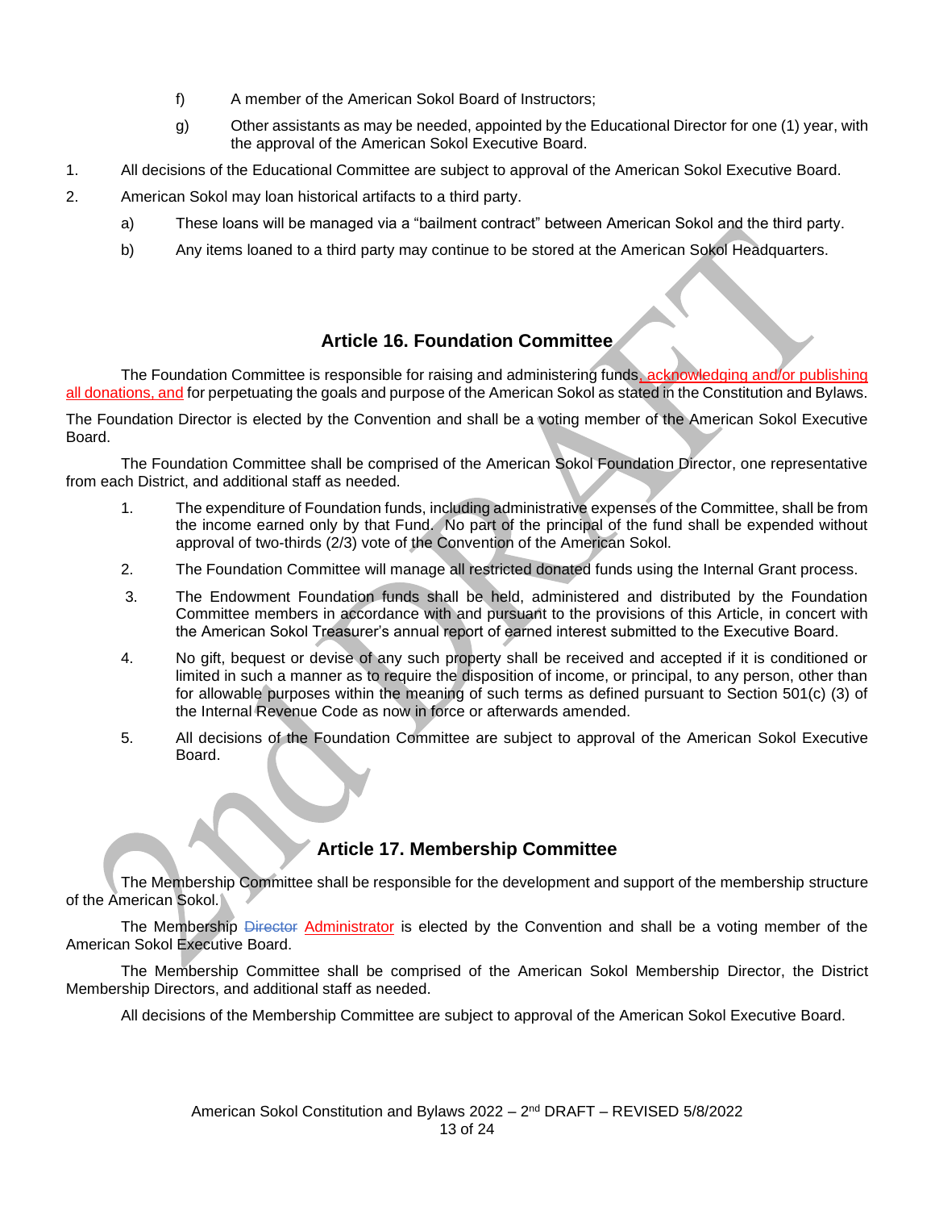f) A member of the American Sokol Board of Instructors;

g) Other assistants as may be needed, appointed by the Educational Director for one (1) year, with the approval of the American Sokol Executive Board.

1. All decisions of the Educational Committee are subject to approval of the American Sokol Executive Board.

2. American Sokol may loan historical artifacts to a third party.

   a) These loans will be managed via a "bailment contract" between American Sokol and the third party.

   b) Any items loaned to a third party may continue to be stored at the American Sokol Headquarters.

## Article 16. Foundation Committee

The Foundation Committee is responsible for raising and administering funds, acknowledging and/or publishing all donations, and for perpetuating the goals and purpose of the American Sokol as stated in the Constitution and Bylaws.

The Foundation Director is elected by the Convention and shall be a voting member of the American Sokol Executive Board.

The Foundation Committee shall be comprised of the American Sokol Foundation Director, one representative from each District, and additional staff as needed.

1. The expenditure of Foundation funds, including administrative expenses of the Committee, shall be from the income earned only by that Fund. No part of the principal of the fund shall be expended without approval of two-thirds (2/3) vote of the Convention of the American Sokol.

2. The Foundation Committee will manage all restricted donated funds using the Internal Grant process.

3. The Endowment Foundation funds shall be held, administered and distributed by the Foundation Committee members in accordance with and pursuant to the provisions of this Article, in concert with the American Sokol Treasurer's annual report of earned interest submitted to the Executive Board.

4. No gift, bequest or devise of any such property shall be received and accepted if it is conditioned or limited in such a manner as to require the disposition of income, or principal, to any person, other than for allowable purposes within the meaning of such terms as defined pursuant to Section 501(c) (3) of the Internal Revenue Code as now in force or afterwards amended.

5. All decisions of the Foundation Committee are subject to approval of the American Sokol Executive Board.

## Article 17. Membership Committee

The Membership Committee shall be responsible for the development and support of the membership structure of the American Sokol.

The Membership ~~Director~~ Administrator is elected by the Convention and shall be a voting member of the American Sokol Executive Board.

The Membership Committee shall be comprised of the American Sokol Membership Director, the District Membership Directors, and additional staff as needed.

All decisions of the Membership Committee are subject to approval of the American Sokol Executive Board.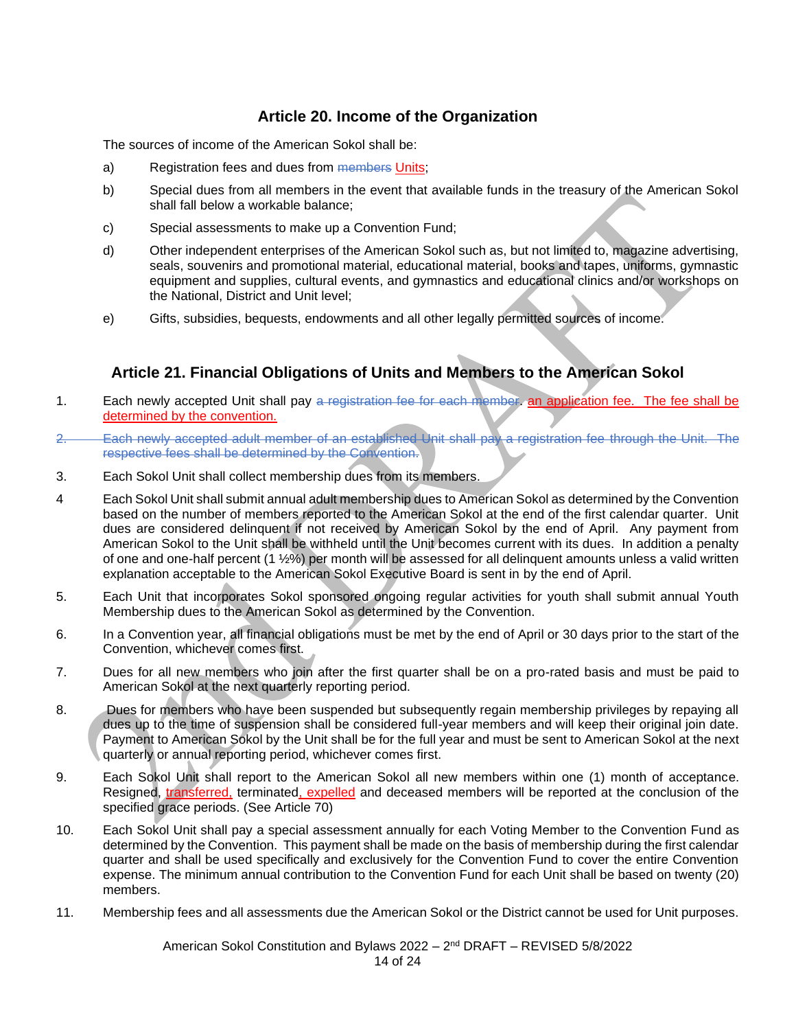## Article 20. Income of the Organization

The sources of income of the American Sokol shall be:

a) Registration fees and dues from ~~members~~ Units;

b) Special dues from all members in the event that available funds in the treasury of the American Sokol shall fall below a workable balance;

c) Special assessments to make up a Convention Fund;

d) Other independent enterprises of the American Sokol such as, but not limited to, magazine advertising, seals, souvenirs and promotional material, educational material, books and tapes, uniforms, gymnastic equipment and supplies, cultural events, and gymnastics and educational clinics and/or workshops on the National, District and Unit level;

e) Gifts, subsidies, bequests, endowments and all other legally permitted sources of income.

## Article 21. Financial Obligations of Units and Members to the American Sokol

1. Each newly accepted Unit shall pay ~~a registration fee for each member~~. an application fee. The fee shall be determined by the convention.

~~2. Each newly accepted adult member of an established Unit shall pay a registration fee through the Unit. The respective fees shall be determined by the Convention.~~

3. Each Sokol Unit shall collect membership dues from its members.

4 Each Sokol Unit shall submit annual adult membership dues to American Sokol as determined by the Convention based on the number of members reported to the American Sokol at the end of the first calendar quarter. Unit dues are considered delinquent if not received by American Sokol by the end of April. Any payment from American Sokol to the Unit shall be withheld until the Unit becomes current with its dues. In addition a penalty of one and one-half percent (1 ½%) per month will be assessed for all delinquent amounts unless a valid written explanation acceptable to the American Sokol Executive Board is sent in by the end of April.

5. Each Unit that incorporates Sokol sponsored ongoing regular activities for youth shall submit annual Youth Membership dues to the American Sokol as determined by the Convention.

6. In a Convention year, all financial obligations must be met by the end of April or 30 days prior to the start of the Convention, whichever comes first.

7. Dues for all new members who join after the first quarter shall be on a pro-rated basis and must be paid to American Sokol at the next quarterly reporting period.

8. Dues for members who have been suspended but subsequently regain membership privileges by repaying all dues up to the time of suspension shall be considered full-year members and will keep their original join date. Payment to American Sokol by the Unit shall be for the full year and must be sent to American Sokol at the next quarterly or annual reporting period, whichever comes first.

9. Each Sokol Unit shall report to the American Sokol all new members within one (1) month of acceptance. Resigned, transferred, terminated, expelled and deceased members will be reported at the conclusion of the specified grace periods. (See Article 70)

10. Each Sokol Unit shall pay a special assessment annually for each Voting Member to the Convention Fund as determined by the Convention. This payment shall be made on the basis of membership during the first calendar quarter and shall be used specifically and exclusively for the Convention Fund to cover the entire Convention expense. The minimum annual contribution to the Convention Fund for each Unit shall be based on twenty (20) members.

11. Membership fees and all assessments due the American Sokol or the District cannot be used for Unit purposes.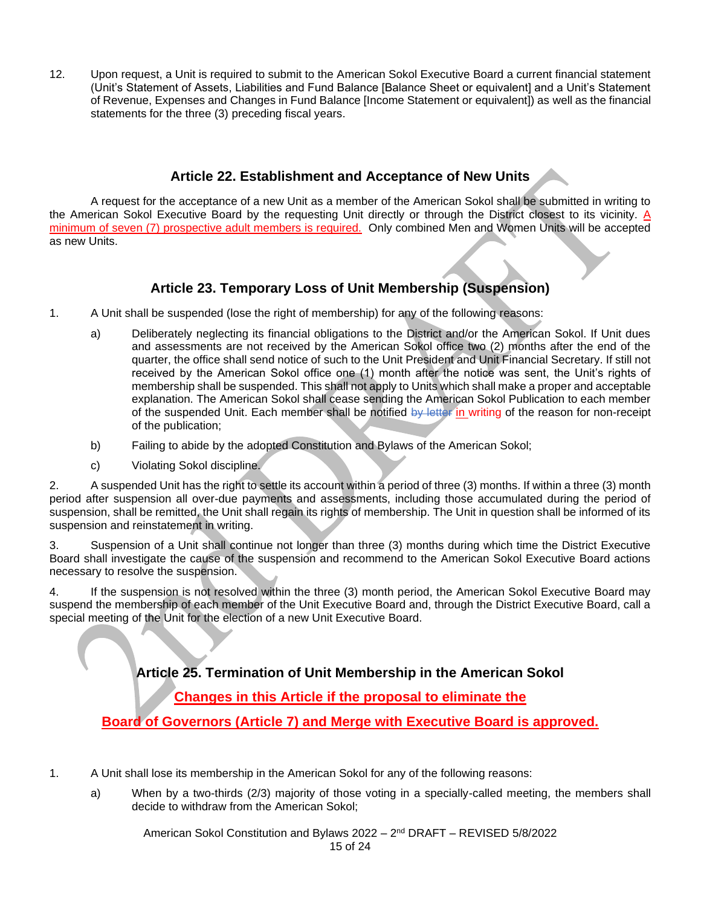12. Upon request, a Unit is required to submit to the American Sokol Executive Board a current financial statement (Unit's Statement of Assets, Liabilities and Fund Balance [Balance Sheet or equivalent] and a Unit's Statement of Revenue, Expenses and Changes in Fund Balance [Income Statement or equivalent]) as well as the financial statements for the three (3) preceding fiscal years.

## Article 22. Establishment and Acceptance of New Units

A request for the acceptance of a new Unit as a member of the American Sokol shall be submitted in writing to the American Sokol Executive Board by the requesting Unit directly or through the District closest to its vicinity. A minimum of seven (7) prospective adult members is required. Only combined Men and Women Units will be accepted as new Units.

## Article 23. Temporary Loss of Unit Membership (Suspension)

1. A Unit shall be suspended (lose the right of membership) for any of the following reasons:
   a) Deliberately neglecting its financial obligations to the District and/or the American Sokol. If Unit dues and assessments are not received by the American Sokol office two (2) months after the end of the quarter, the office shall send notice of such to the Unit President and Unit Financial Secretary. If still not received by the American Sokol office one (1) month after the notice was sent, the Unit's rights of membership shall be suspended. This shall not apply to Units which shall make a proper and acceptable explanation. The American Sokol shall cease sending the American Sokol Publication to each member of the suspended Unit. Each member shall be notified ~~by letter~~ in writing of the reason for non-receipt of the publication;
   b) Failing to abide by the adopted Constitution and Bylaws of the American Sokol;
   c) Violating Sokol discipline.

2. A suspended Unit has the right to settle its account within a period of three (3) months. If within a three (3) month period after suspension all over-due payments and assessments, including those accumulated during the period of suspension, shall be remitted, the Unit shall regain its rights of membership. The Unit in question shall be informed of its suspension and reinstatement in writing.

3. Suspension of a Unit shall continue not longer than three (3) months during which time the District Executive Board shall investigate the cause of the suspension and recommend to the American Sokol Executive Board actions necessary to resolve the suspension.

4. If the suspension is not resolved within the three (3) month period, the American Sokol Executive Board may suspend the membership of each member of the Unit Executive Board and, through the District Executive Board, call a special meeting of the Unit for the election of a new Unit Executive Board.

## Article 25. Termination of Unit Membership in the American Sokol

**Changes in this Article if the proposal to eliminate the Board of Governors (Article 7) and Merge with Executive Board is approved.**

1. A Unit shall lose its membership in the American Sokol for any of the following reasons:
   a) When by a two-thirds (2/3) majority of those voting in a specially-called meeting, the members shall decide to withdraw from the American Sokol;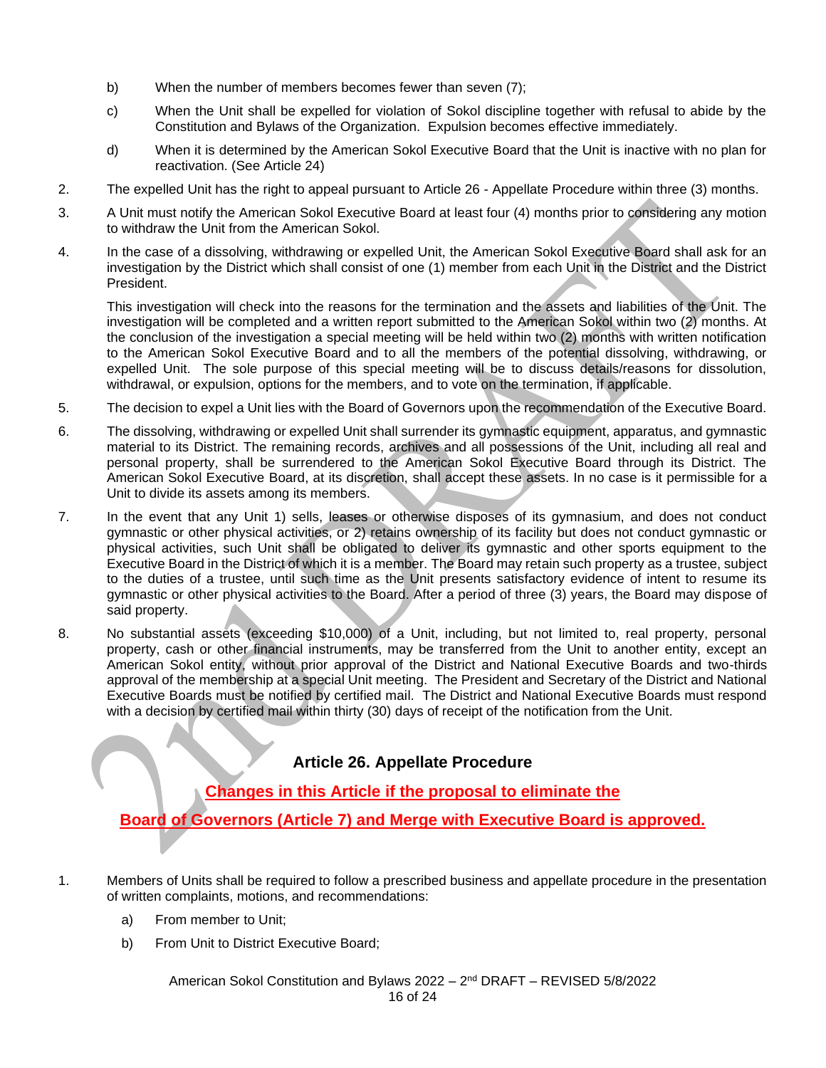b) When the number of members becomes fewer than seven (7);

c) When the Unit shall be expelled for violation of Sokol discipline together with refusal to abide by the Constitution and Bylaws of the Organization. Expulsion becomes effective immediately.

d) When it is determined by the American Sokol Executive Board that the Unit is inactive with no plan for reactivation. (See Article 24)

2. The expelled Unit has the right to appeal pursuant to Article 26 - Appellate Procedure within three (3) months.

3. A Unit must notify the American Sokol Executive Board at least four (4) months prior to considering any motion to withdraw the Unit from the American Sokol.

4. In the case of a dissolving, withdrawing or expelled Unit, the American Sokol Executive Board shall ask for an investigation by the District which shall consist of one (1) member from each Unit in the District and the District President.

   This investigation will check into the reasons for the termination and the assets and liabilities of the Unit. The investigation will be completed and a written report submitted to the American Sokol within two (2) months. At the conclusion of the investigation a special meeting will be held within two (2) months with written notification to the American Sokol Executive Board and to all the members of the potential dissolving, withdrawing, or expelled Unit. The sole purpose of this special meeting will be to discuss details/reasons for dissolution, withdrawal, or expulsion, options for the members, and to vote on the termination, if applicable.

5. The decision to expel a Unit lies with the Board of Governors upon the recommendation of the Executive Board.

6. The dissolving, withdrawing or expelled Unit shall surrender its gymnastic equipment, apparatus, and gymnastic material to its District. The remaining records, archives and all possessions of the Unit, including all real and personal property, shall be surrendered to the American Sokol Executive Board through its District. The American Sokol Executive Board, at its discretion, shall accept these assets. In no case is it permissible for a Unit to divide its assets among its members.

7. In the event that any Unit 1) sells, leases or otherwise disposes of its gymnasium, and does not conduct gymnastic or other physical activities, or 2) retains ownership of its facility but does not conduct gymnastic or physical activities, such Unit shall be obligated to deliver its gymnastic and other sports equipment to the Executive Board in the District of which it is a member. The Board may retain such property as a trustee, subject to the duties of a trustee, until such time as the Unit presents satisfactory evidence of intent to resume its gymnastic or other physical activities to the Board. After a period of three (3) years, the Board may dispose of said property.

8. No substantial assets (exceeding $10,000) of a Unit, including, but not limited to, real property, personal property, cash or other financial instruments, may be transferred from the Unit to another entity, except an American Sokol entity, without prior approval of the District and National Executive Boards and two-thirds approval of the membership at a special Unit meeting. The President and Secretary of the District and National Executive Boards must be notified by certified mail. The District and National Executive Boards must respond with a decision by certified mail within thirty (30) days of receipt of the notification from the Unit.

## Article 26. Appellate Procedure

**Changes in this Article if the proposal to eliminate the Board of Governors (Article 7) and Merge with Executive Board is approved.**

1. Members of Units shall be required to follow a prescribed business and appellate procedure in the presentation of written complaints, motions, and recommendations:

   a) From member to Unit;

   b) From Unit to District Executive Board;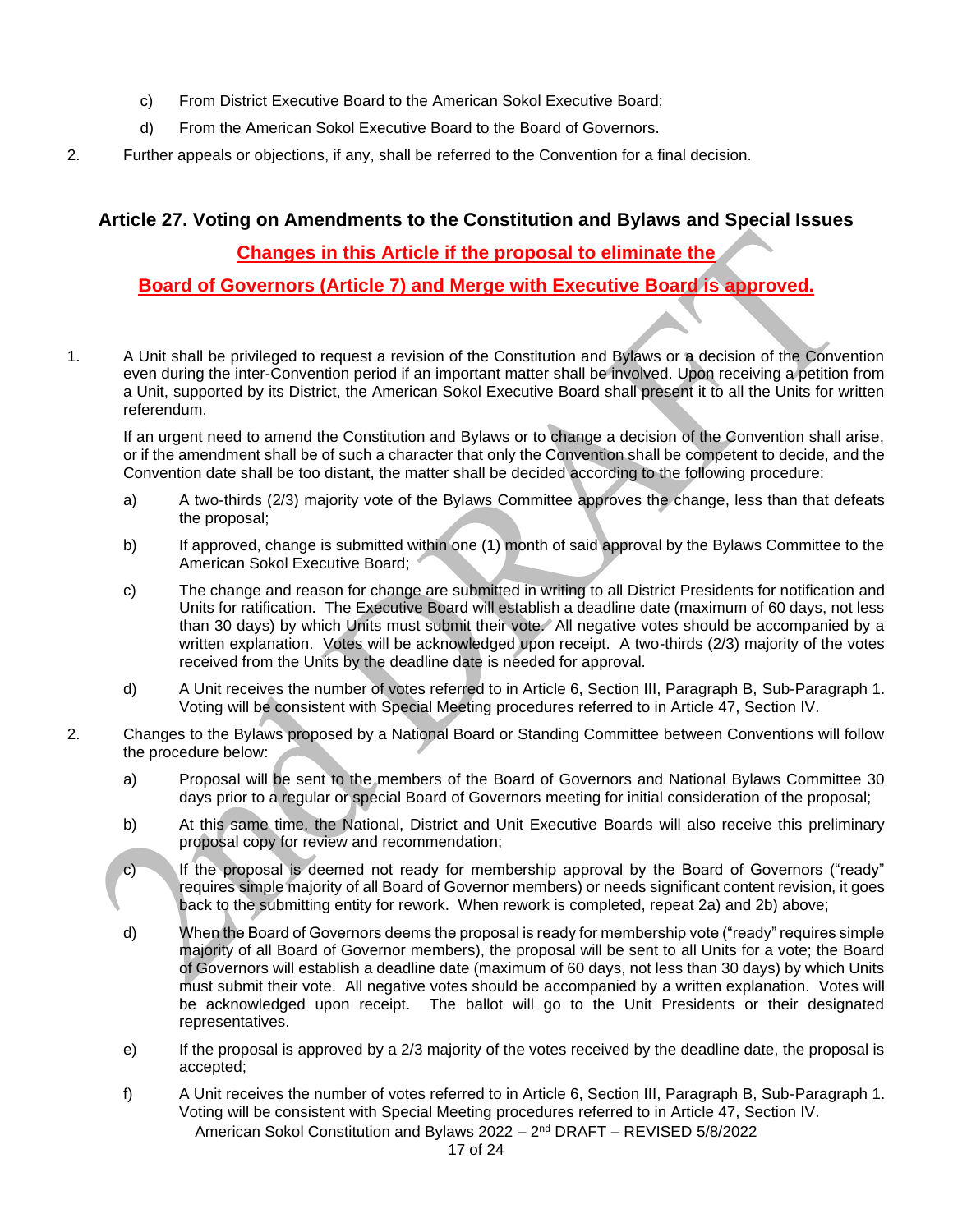c) From District Executive Board to the American Sokol Executive Board;

d) From the American Sokol Executive Board to the Board of Governors.

2. Further appeals or objections, if any, shall be referred to the Convention for a final decision.

## Article 27. Voting on Amendments to the Constitution and Bylaws and Special Issues

**Changes in this Article if the proposal to eliminate the**

**Board of Governors (Article 7) and Merge with Executive Board is approved.**

1. A Unit shall be privileged to request a revision of the Constitution and Bylaws or a decision of the Convention even during the inter-Convention period if an important matter shall be involved. Upon receiving a petition from a Unit, supported by its District, the American Sokol Executive Board shall present it to all the Units for written referendum.

   If an urgent need to amend the Constitution and Bylaws or to change a decision of the Convention shall arise, or if the amendment shall be of such a character that only the Convention shall be competent to decide, and the Convention date shall be too distant, the matter shall be decided according to the following procedure:

   a) A two-thirds (2/3) majority vote of the Bylaws Committee approves the change, less than that defeats the proposal;

   b) If approved, change is submitted within one (1) month of said approval by the Bylaws Committee to the American Sokol Executive Board;

   c) The change and reason for change are submitted in writing to all District Presidents for notification and Units for ratification. The Executive Board will establish a deadline date (maximum of 60 days, not less than 30 days) by which Units must submit their vote. All negative votes should be accompanied by a written explanation. Votes will be acknowledged upon receipt. A two-thirds (2/3) majority of the votes received from the Units by the deadline date is needed for approval.

   d) A Unit receives the number of votes referred to in Article 6, Section III, Paragraph B, Sub-Paragraph 1. Voting will be consistent with Special Meeting procedures referred to in Article 47, Section IV.

2. Changes to the Bylaws proposed by a National Board or Standing Committee between Conventions will follow the procedure below:

   a) Proposal will be sent to the members of the Board of Governors and National Bylaws Committee 30 days prior to a regular or special Board of Governors meeting for initial consideration of the proposal;

   b) At this same time, the National, District and Unit Executive Boards will also receive this preliminary proposal copy for review and recommendation;

   c) If the proposal is deemed not ready for membership approval by the Board of Governors ("ready" requires simple majority of all Board of Governor members) or needs significant content revision, it goes back to the submitting entity for rework. When rework is completed, repeat 2a) and 2b) above;

   d) When the Board of Governors deems the proposal is ready for membership vote ("ready" requires simple majority of all Board of Governor members), the proposal will be sent to all Units for a vote; the Board of Governors will establish a deadline date (maximum of 60 days, not less than 30 days) by which Units must submit their vote. All negative votes should be accompanied by a written explanation. Votes will be acknowledged upon receipt. The ballot will go to the Unit Presidents or their designated representatives.

   e) If the proposal is approved by a 2/3 majority of the votes received by the deadline date, the proposal is accepted;

   f) A Unit receives the number of votes referred to in Article 6, Section III, Paragraph B, Sub-Paragraph 1. Voting will be consistent with Special Meeting procedures referred to in Article 47, Section IV.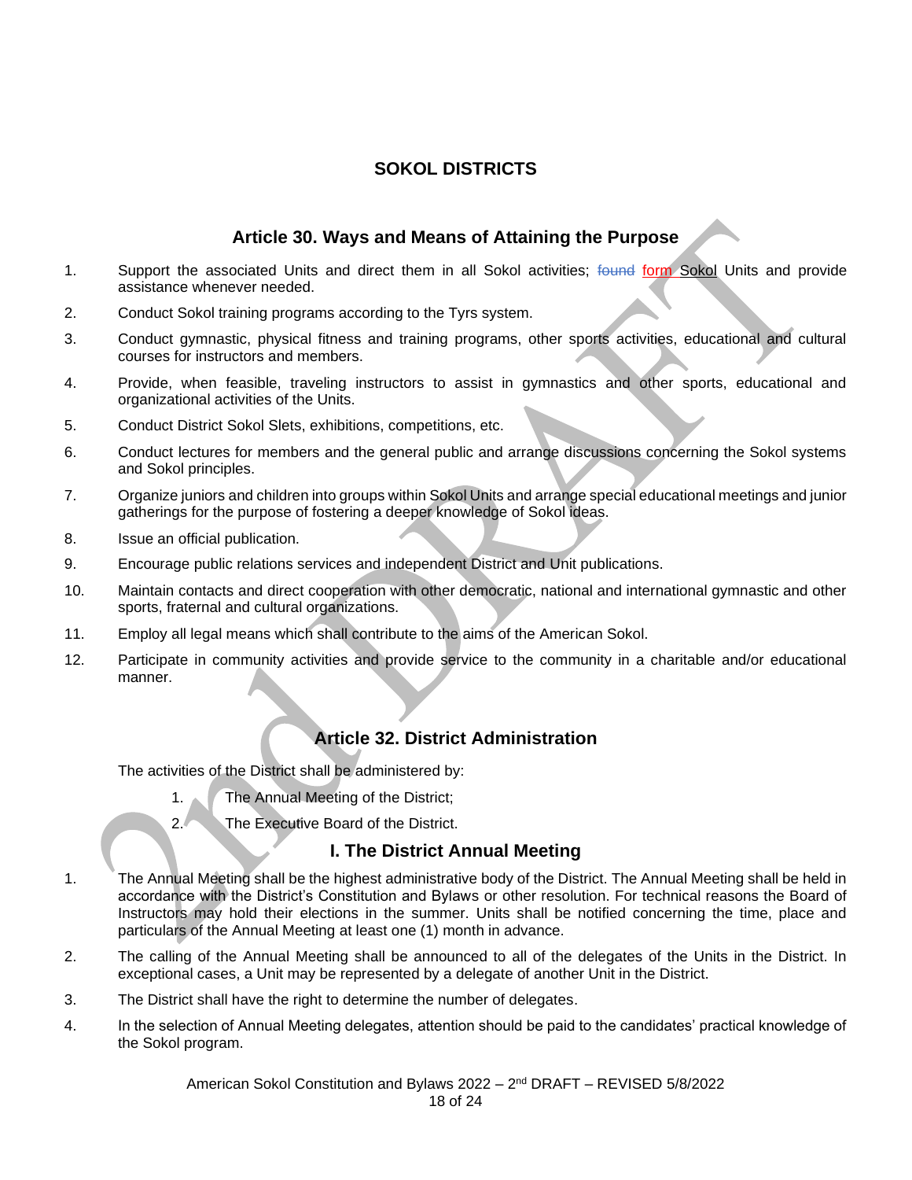# SOKOL DISTRICTS

## Article 30. Ways and Means of Attaining the Purpose

1. Support the associated Units and direct them in all Sokol activities; ~~found~~ form Sokol Units and provide assistance whenever needed.
2. Conduct Sokol training programs according to the Tyrs system.
3. Conduct gymnastic, physical fitness and training programs, other sports activities, educational and cultural courses for instructors and members.
4. Provide, when feasible, traveling instructors to assist in gymnastics and other sports, educational and organizational activities of the Units.
5. Conduct District Sokol Slets, exhibitions, competitions, etc.
6. Conduct lectures for members and the general public and arrange discussions concerning the Sokol systems and Sokol principles.
7. Organize juniors and children into groups within Sokol Units and arrange special educational meetings and junior gatherings for the purpose of fostering a deeper knowledge of Sokol ideas.
8. Issue an official publication.
9. Encourage public relations services and independent District and Unit publications.
10. Maintain contacts and direct cooperation with other democratic, national and international gymnastic and other sports, fraternal and cultural organizations.
11. Employ all legal means which shall contribute to the aims of the American Sokol.
12. Participate in community activities and provide service to the community in a charitable and/or educational manner.

## Article 32. District Administration

The activities of the District shall be administered by:

1. The Annual Meeting of the District;
2. The Executive Board of the District.

### I. The District Annual Meeting

1. The Annual Meeting shall be the highest administrative body of the District. The Annual Meeting shall be held in accordance with the District's Constitution and Bylaws or other resolution. For technical reasons the Board of Instructors may hold their elections in the summer. Units shall be notified concerning the time, place and particulars of the Annual Meeting at least one (1) month in advance.
2. The calling of the Annual Meeting shall be announced to all of the delegates of the Units in the District. In exceptional cases, a Unit may be represented by a delegate of another Unit in the District.
3. The District shall have the right to determine the number of delegates.
4. In the selection of Annual Meeting delegates, attention should be paid to the candidates' practical knowledge of the Sokol program.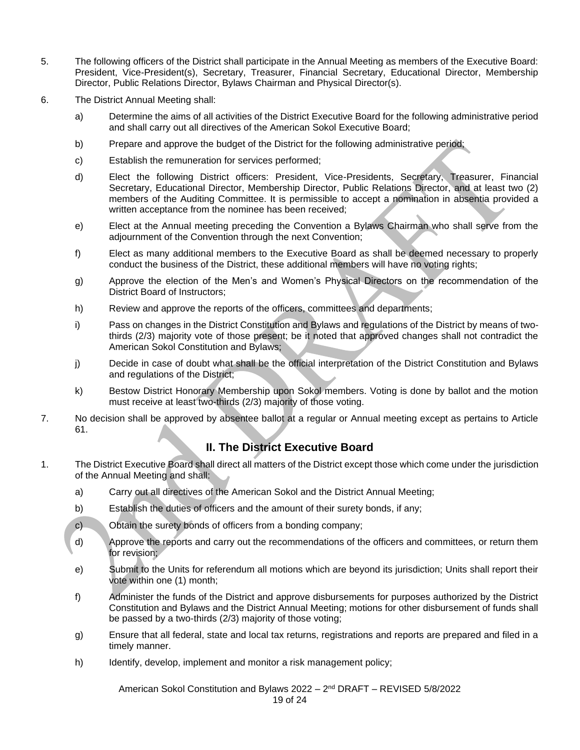5. The following officers of the District shall participate in the Annual Meeting as members of the Executive Board: President, Vice-President(s), Secretary, Treasurer, Financial Secretary, Educational Director, Membership Director, Public Relations Director, Bylaws Chairman and Physical Director(s).

6. The District Annual Meeting shall:

   a) Determine the aims of all activities of the District Executive Board for the following administrative period and shall carry out all directives of the American Sokol Executive Board;

   b) Prepare and approve the budget of the District for the following administrative period;

   c) Establish the remuneration for services performed;

   d) Elect the following District officers: President, Vice-Presidents, Secretary, Treasurer, Financial Secretary, Educational Director, Membership Director, Public Relations Director, and at least two (2) members of the Auditing Committee. It is permissible to accept a nomination in absentia provided a written acceptance from the nominee has been received;

   e) Elect at the Annual meeting preceding the Convention a Bylaws Chairman who shall serve from the adjournment of the Convention through the next Convention;

   f) Elect as many additional members to the Executive Board as shall be deemed necessary to properly conduct the business of the District, these additional members will have no voting rights;

   g) Approve the election of the Men's and Women's Physical Directors on the recommendation of the District Board of Instructors;

   h) Review and approve the reports of the officers, committees and departments;

   i) Pass on changes in the District Constitution and Bylaws and regulations of the District by means of two-thirds (2/3) majority vote of those present; be it noted that approved changes shall not contradict the American Sokol Constitution and Bylaws;

   j) Decide in case of doubt what shall be the official interpretation of the District Constitution and Bylaws and regulations of the District;

   k) Bestow District Honorary Membership upon Sokol members. Voting is done by ballot and the motion must receive at least two-thirds (2/3) majority of those voting.

7. No decision shall be approved by absentee ballot at a regular or Annual meeting except as pertains to Article 61.

## II. The District Executive Board

1. The District Executive Board shall direct all matters of the District except those which come under the jurisdiction of the Annual Meeting and shall:

   a) Carry out all directives of the American Sokol and the District Annual Meeting;

   b) Establish the duties of officers and the amount of their surety bonds, if any;

   c) Obtain the surety bonds of officers from a bonding company;

   d) Approve the reports and carry out the recommendations of the officers and committees, or return them for revision;

   e) Submit to the Units for referendum all motions which are beyond its jurisdiction; Units shall report their vote within one (1) month;

   f) Administer the funds of the District and approve disbursements for purposes authorized by the District Constitution and Bylaws and the District Annual Meeting; motions for other disbursement of funds shall be passed by a two-thirds (2/3) majority of those voting;

   g) Ensure that all federal, state and local tax returns, registrations and reports are prepared and filed in a timely manner.

   h) Identify, develop, implement and monitor a risk management policy;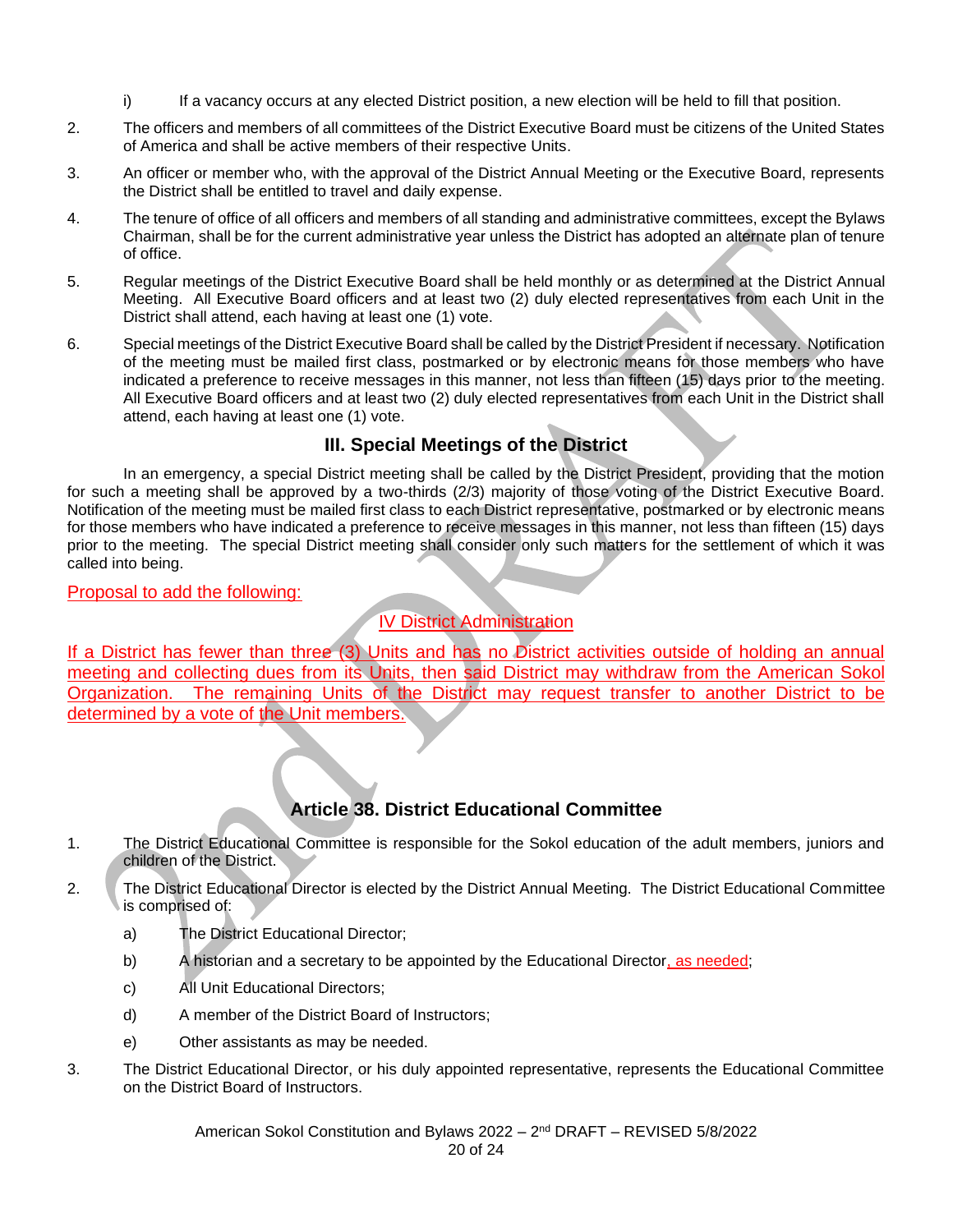i) If a vacancy occurs at any elected District position, a new election will be held to fill that position.

2. The officers and members of all committees of the District Executive Board must be citizens of the United States of America and shall be active members of their respective Units.

3. An officer or member who, with the approval of the District Annual Meeting or the Executive Board, represents the District shall be entitled to travel and daily expense.

4. The tenure of office of all officers and members of all standing and administrative committees, except the Bylaws Chairman, shall be for the current administrative year unless the District has adopted an alternate plan of tenure of office.

5. Regular meetings of the District Executive Board shall be held monthly or as determined at the District Annual Meeting. All Executive Board officers and at least two (2) duly elected representatives from each Unit in the District shall attend, each having at least one (1) vote.

6. Special meetings of the District Executive Board shall be called by the District President if necessary. Notification of the meeting must be mailed first class, postmarked or by electronic means for those members who have indicated a preference to receive messages in this manner, not less than fifteen (15) days prior to the meeting. All Executive Board officers and at least two (2) duly elected representatives from each Unit in the District shall attend, each having at least one (1) vote.

### III. Special Meetings of the District

In an emergency, a special District meeting shall be called by the District President, providing that the motion for such a meeting shall be approved by a two-thirds (2/3) majority of those voting of the District Executive Board. Notification of the meeting must be mailed first class to each District representative, postmarked or by electronic means for those members who have indicated a preference to receive messages in this manner, not less than fifteen (15) days prior to the meeting. The special District meeting shall consider only such matters for the settlement of which it was called into being.

Proposal to add the following:

### IV District Administration

If a District has fewer than three (3) Units and has no District activities outside of holding an annual meeting and collecting dues from its Units, then said District may withdraw from the American Sokol Organization. The remaining Units of the District may request transfer to another District to be determined by a vote of the Unit members.

## Article 38. District Educational Committee

1. The District Educational Committee is responsible for the Sokol education of the adult members, juniors and children of the District.

2. The District Educational Director is elected by the District Annual Meeting. The District Educational Committee is comprised of:

   a) The District Educational Director;

   b) A historian and a secretary to be appointed by the Educational Director, as needed;

   c) All Unit Educational Directors;

   d) A member of the District Board of Instructors;

   e) Other assistants as may be needed.

3. The District Educational Director, or his duly appointed representative, represents the Educational Committee on the District Board of Instructors.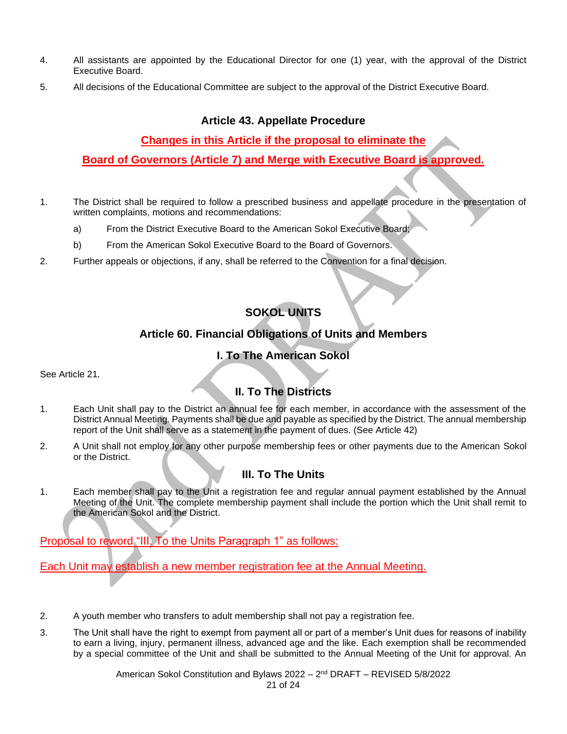4. All assistants are appointed by the Educational Director for one (1) year, with the approval of the District Executive Board.

5. All decisions of the Educational Committee are subject to the approval of the District Executive Board.

### Article 43. Appellate Procedure

**Changes in this Article if the proposal to eliminate the**

**Board of Governors (Article 7) and Merge with Executive Board is approved.**

1. The District shall be required to follow a prescribed business and appellate procedure in the presentation of written complaints, motions and recommendations:

   a) From the District Executive Board to the American Sokol Executive Board;

   b) From the American Sokol Executive Board to the Board of Governors.

2. Further appeals or objections, if any, shall be referred to the Convention for a final decision.

## SOKOL UNITS

### Article 60. Financial Obligations of Units and Members

#### I. To The American Sokol

See Article 21.

#### II. To The Districts

1. Each Unit shall pay to the District an annual fee for each member, in accordance with the assessment of the District Annual Meeting. Payments shall be due and payable as specified by the District. The annual membership report of the Unit shall serve as a statement in the payment of dues. (See Article 42)

2. A Unit shall not employ for any other purpose membership fees or other payments due to the American Sokol or the District.

#### III. To The Units

1. Each member shall pay to the Unit a registration fee and regular annual payment established by the Annual Meeting of the Unit. The complete membership payment shall include the portion which the Unit shall remit to the American Sokol and the District.

Proposal to reword "III. To the Units Paragraph 1" as follows:

Each Unit may establish a new member registration fee at the Annual Meeting.

2. A youth member who transfers to adult membership shall not pay a registration fee.

3. The Unit shall have the right to exempt from payment all or part of a member's Unit dues for reasons of inability to earn a living, injury, permanent illness, advanced age and the like. Each exemption shall be recommended by a special committee of the Unit and shall be submitted to the Annual Meeting of the Unit for approval. An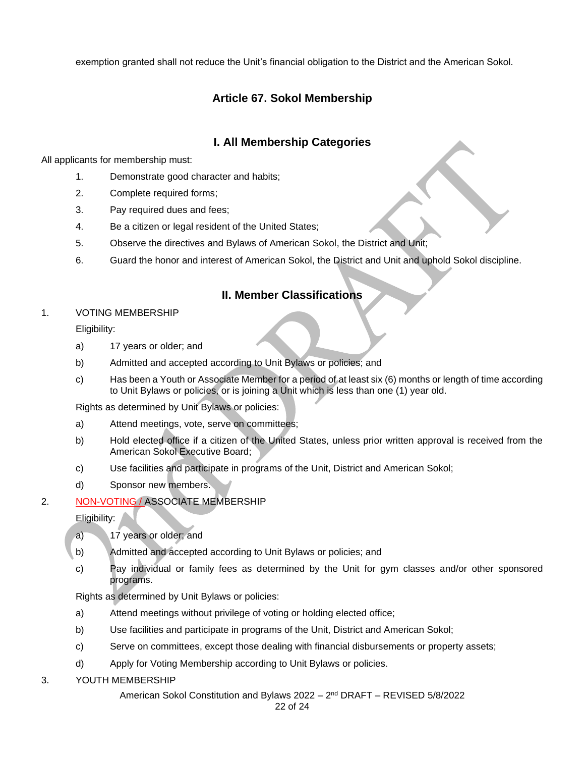exemption granted shall not reduce the Unit's financial obligation to the District and the American Sokol.

## Article 67. Sokol Membership

### I. All Membership Categories

All applicants for membership must:

1. Demonstrate good character and habits;
2. Complete required forms;
3. Pay required dues and fees;
4. Be a citizen or legal resident of the United States;
5. Observe the directives and Bylaws of American Sokol, the District and Unit;
6. Guard the honor and interest of American Sokol, the District and Unit and uphold Sokol discipline.

### II. Member Classifications

1. VOTING MEMBERSHIP

   Eligibility:

   a) 17 years or older; and

   b) Admitted and accepted according to Unit Bylaws or policies; and

   c) Has been a Youth or Associate Member for a period of at least six (6) months or length of time according to Unit Bylaws or policies, or is joining a Unit which is less than one (1) year old.

   Rights as determined by Unit Bylaws or policies:

   a) Attend meetings, vote, serve on committees;

   b) Hold elected office if a citizen of the United States, unless prior written approval is received from the American Sokol Executive Board;

   c) Use facilities and participate in programs of the Unit, District and American Sokol;

   d) Sponsor new members.

2. NON-VOTING / ASSOCIATE MEMBERSHIP

   Eligibility:

   a) 17 years or older; and

   b) Admitted and accepted according to Unit Bylaws or policies; and

   c) Pay individual or family fees as determined by the Unit for gym classes and/or other sponsored programs.

   Rights as determined by Unit Bylaws or policies:

   a) Attend meetings without privilege of voting or holding elected office;

   b) Use facilities and participate in programs of the Unit, District and American Sokol;

   c) Serve on committees, except those dealing with financial disbursements or property assets;

   d) Apply for Voting Membership according to Unit Bylaws or policies.

3. YOUTH MEMBERSHIP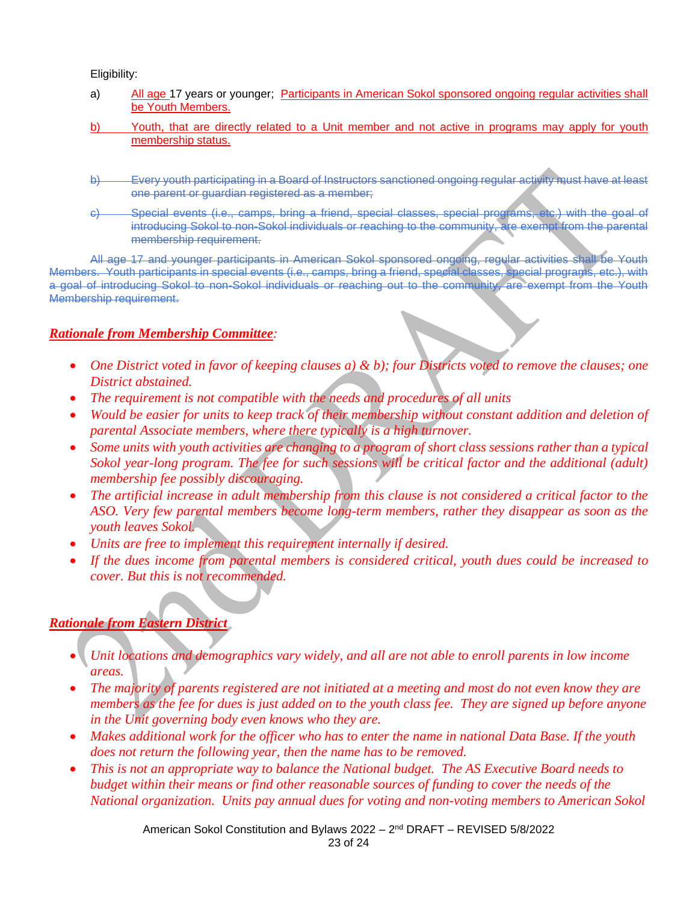Eligibility:

a) All age 17 years or younger; Participants in American Sokol sponsored ongoing regular activities shall be Youth Members.

b) Youth, that are directly related to a Unit member and not active in programs may apply for youth membership status.

~~b) Every youth participating in a Board of Instructors sanctioned ongoing regular activity must have at least one parent or guardian registered as a member;~~

~~c) Special events (i.e., camps, bring a friend, special classes, special programs, etc.) with the goal of introducing Sokol to non-Sokol individuals or reaching to the community, are exempt from the parental membership requirement.~~

~~All age 17 and younger participants in American Sokol sponsored ongoing, regular activities shall be Youth Members. Youth participants in special events (i.e., camps, bring a friend, special classes, special programs, etc.), with a goal of introducing Sokol to non-Sokol individuals or reaching out to the community, are exempt from the Youth Membership requirement.~~

***Rationale from Membership Committee:***

- *One District voted in favor of keeping clauses a) & b); four Districts voted to remove the clauses; one District abstained.*
- *The requirement is not compatible with the needs and procedures of all units*
- *Would be easier for units to keep track of their membership without constant addition and deletion of parental Associate members, where there typically is a high turnover.*
- *Some units with youth activities are changing to a program of short class sessions rather than a typical Sokol year-long program. The fee for such sessions will be critical factor and the additional (adult) membership fee possibly discouraging.*
- *The artificial increase in adult membership from this clause is not considered a critical factor to the ASO. Very few parental members become long-term members, rather they disappear as soon as the youth leaves Sokol.*
- *Units are free to implement this requirement internally if desired.*
- *If the dues income from parental members is considered critical, youth dues could be increased to cover. But this is not recommended.*

***Rationale from Eastern District***

- *Unit locations and demographics vary widely, and all are not able to enroll parents in low income areas.*
- *The majority of parents registered are not initiated at a meeting and most do not even know they are members as the fee for dues is just added on to the youth class fee. They are signed up before anyone in the Unit governing body even knows who they are.*
- *Makes additional work for the officer who has to enter the name in national Data Base. If the youth does not return the following year, then the name has to be removed.*
- *This is not an appropriate way to balance the National budget. The AS Executive Board needs to budget within their means or find other reasonable sources of funding to cover the needs of the National organization. Units pay annual dues for voting and non-voting members to American Sokol*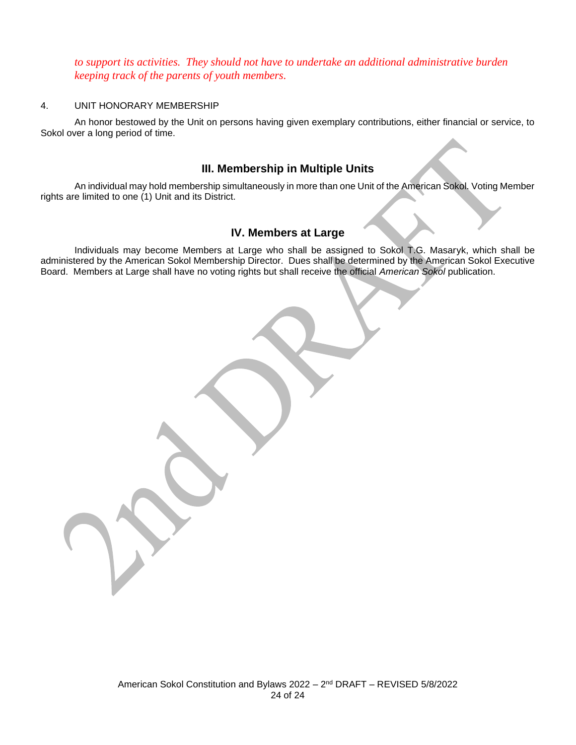*to support its activities. They should not have to undertake an additional administrative burden keeping track of the parents of youth members.*

4. UNIT HONORARY MEMBERSHIP

An honor bestowed by the Unit on persons having given exemplary contributions, either financial or service, to Sokol over a long period of time.

## III. Membership in Multiple Units

An individual may hold membership simultaneously in more than one Unit of the American Sokol. Voting Member rights are limited to one (1) Unit and its District.

## IV. Members at Large

Individuals may become Members at Large who shall be assigned to Sokol T.G. Masaryk, which shall be administered by the American Sokol Membership Director. Dues shall be determined by the American Sokol Executive Board. Members at Large shall have no voting rights but shall receive the official *American Sokol* publication.